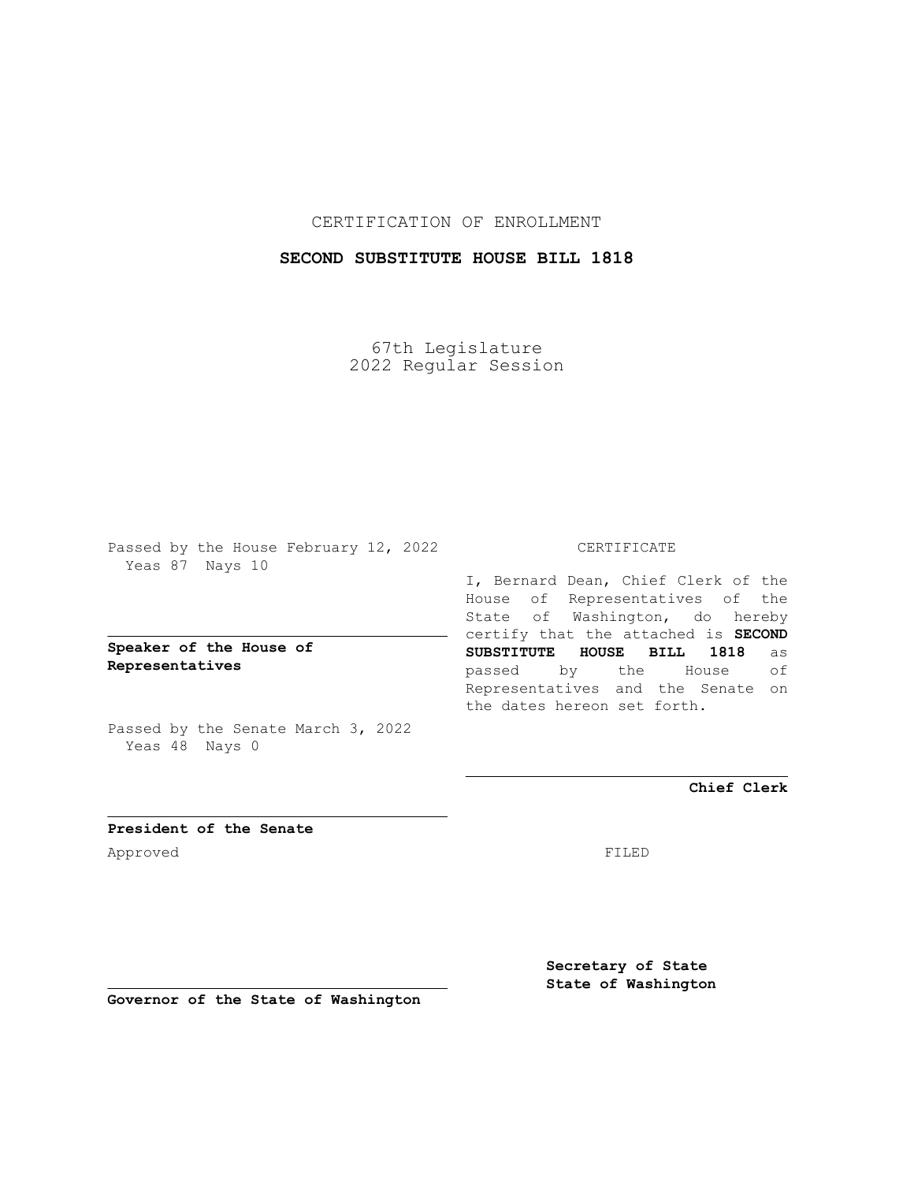CERTIFICATION OF ENROLLMENT

**SECOND SUBSTITUTE HOUSE BILL 1818**

67th Legislature
2022 Regular Session

Passed by the House February 12, 2022
Yeas 87 Nays 10

**Speaker of the House of Representatives**

Passed by the Senate March 3, 2022
Yeas 48 Nays 0

**President of the Senate**

Approved

**Governor of the State of Washington**

CERTIFICATE

I, Bernard Dean, Chief Clerk of the House of Representatives of the State of Washington, do hereby certify that the attached is **SECOND SUBSTITUTE HOUSE BILL 1818** as passed by the House of Representatives and the Senate on the dates hereon set forth.

**Chief Clerk**

FILED

**Secretary of State**
**State of Washington**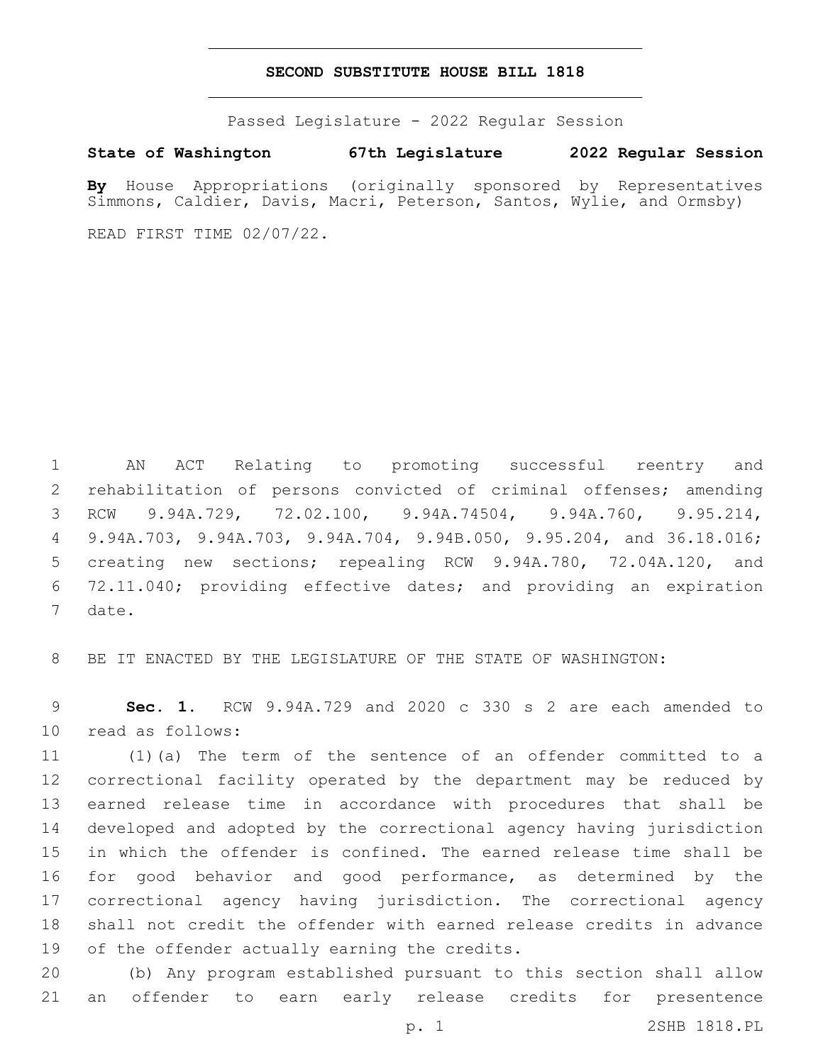# SECOND SUBSTITUTE HOUSE BILL 1818

Passed Legislature - 2022 Regular Session

**State of Washington 67th Legislature 2022 Regular Session**

**By** House Appropriations (originally sponsored by Representatives Simmons, Caldier, Davis, Macri, Peterson, Santos, Wylie, and Ormsby)

READ FIRST TIME 02/07/22.

AN ACT Relating to promoting successful reentry and rehabilitation of persons convicted of criminal offenses; amending RCW 9.94A.729, 72.02.100, 9.94A.74504, 9.94A.760, 9.95.214, 9.94A.703, 9.94A.703, 9.94A.704, 9.94B.050, 9.95.204, and 36.18.016; creating new sections; repealing RCW 9.94A.780, 72.04A.120, and 72.11.040; providing effective dates; and providing an expiration date.

BE IT ENACTED BY THE LEGISLATURE OF THE STATE OF WASHINGTON:

**Sec. 1.** RCW 9.94A.729 and 2020 c 330 s 2 are each amended to read as follows:

(1)(a) The term of the sentence of an offender committed to a correctional facility operated by the department may be reduced by earned release time in accordance with procedures that shall be developed and adopted by the correctional agency having jurisdiction in which the offender is confined. The earned release time shall be for good behavior and good performance, as determined by the correctional agency having jurisdiction. The correctional agency shall not credit the offender with earned release credits in advance of the offender actually earning the credits.

(b) Any program established pursuant to this section shall allow an offender to earn early release credits for presentence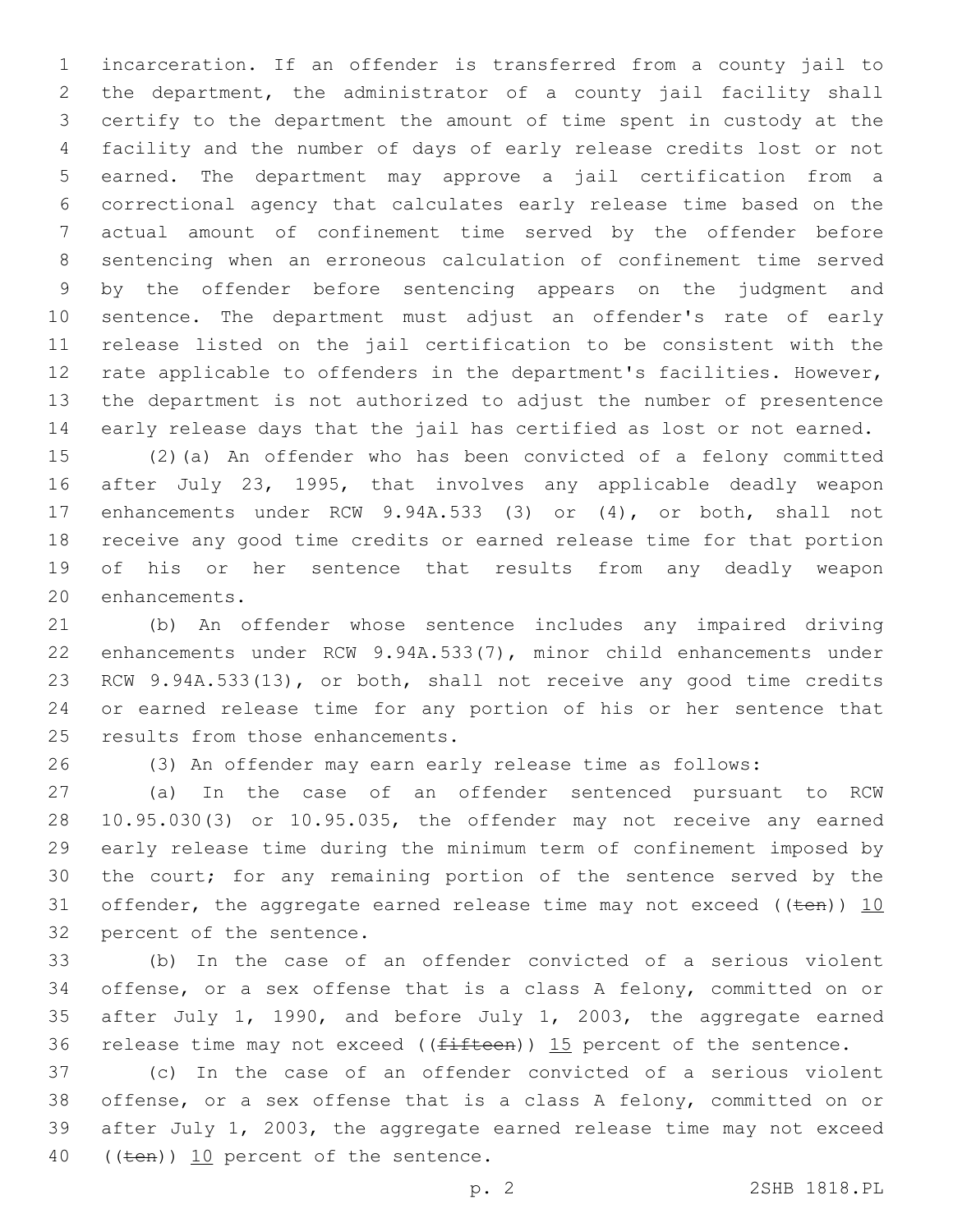incarceration. If an offender is transferred from a county jail to the department, the administrator of a county jail facility shall certify to the department the amount of time spent in custody at the facility and the number of days of early release credits lost or not earned. The department may approve a jail certification from a correctional agency that calculates early release time based on the actual amount of confinement time served by the offender before sentencing when an erroneous calculation of confinement time served by the offender before sentencing appears on the judgment and sentence. The department must adjust an offender's rate of early release listed on the jail certification to be consistent with the rate applicable to offenders in the department's facilities. However, the department is not authorized to adjust the number of presentence early release days that the jail has certified as lost or not earned.

(2)(a) An offender who has been convicted of a felony committed after July 23, 1995, that involves any applicable deadly weapon enhancements under RCW 9.94A.533 (3) or (4), or both, shall not receive any good time credits or earned release time for that portion of his or her sentence that results from any deadly weapon enhancements.

(b) An offender whose sentence includes any impaired driving enhancements under RCW 9.94A.533(7), minor child enhancements under RCW 9.94A.533(13), or both, shall not receive any good time credits or earned release time for any portion of his or her sentence that results from those enhancements.

(3) An offender may earn early release time as follows:

(a) In the case of an offender sentenced pursuant to RCW 10.95.030(3) or 10.95.035, the offender may not receive any earned early release time during the minimum term of confinement imposed by the court; for any remaining portion of the sentence served by the offender, the aggregate earned release time may not exceed ((~~ten~~)) <u>10</u> percent of the sentence.

(b) In the case of an offender convicted of a serious violent offense, or a sex offense that is a class A felony, committed on or after July 1, 1990, and before July 1, 2003, the aggregate earned release time may not exceed ((~~fifteen~~)) <u>15</u> percent of the sentence.

(c) In the case of an offender convicted of a serious violent offense, or a sex offense that is a class A felony, committed on or after July 1, 2003, the aggregate earned release time may not exceed ((~~ten~~)) <u>10</u> percent of the sentence.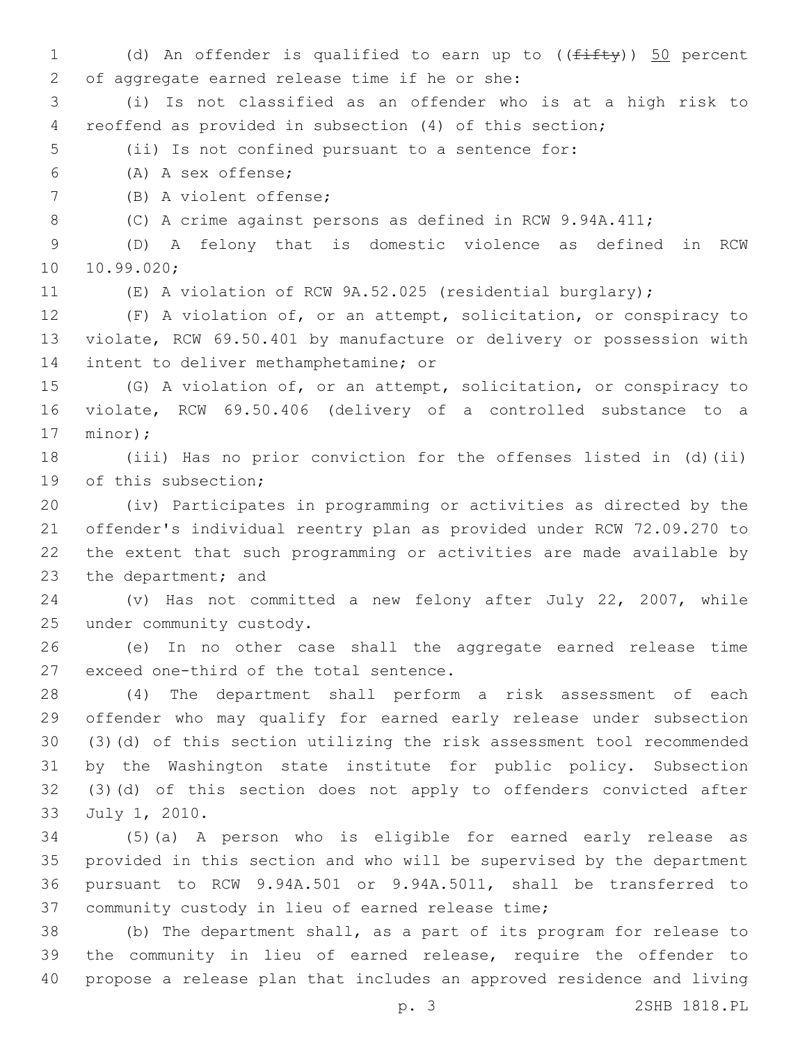(d) An offender is qualified to earn up to ((~~fifty~~)) <u>50</u> percent of aggregate earned release time if he or she:

(i) Is not classified as an offender who is at a high risk to reoffend as provided in subsection (4) of this section;

(ii) Is not confined pursuant to a sentence for:

(A) A sex offense;

(B) A violent offense;

(C) A crime against persons as defined in RCW 9.94A.411;

(D) A felony that is domestic violence as defined in RCW 10.99.020;

(E) A violation of RCW 9A.52.025 (residential burglary);

(F) A violation of, or an attempt, solicitation, or conspiracy to violate, RCW 69.50.401 by manufacture or delivery or possession with intent to deliver methamphetamine; or

(G) A violation of, or an attempt, solicitation, or conspiracy to violate, RCW 69.50.406 (delivery of a controlled substance to a minor);

(iii) Has no prior conviction for the offenses listed in (d)(ii) of this subsection;

(iv) Participates in programming or activities as directed by the offender's individual reentry plan as provided under RCW 72.09.270 to the extent that such programming or activities are made available by the department; and

(v) Has not committed a new felony after July 22, 2007, while under community custody.

(e) In no other case shall the aggregate earned release time exceed one-third of the total sentence.

(4) The department shall perform a risk assessment of each offender who may qualify for earned early release under subsection (3)(d) of this section utilizing the risk assessment tool recommended by the Washington state institute for public policy. Subsection (3)(d) of this section does not apply to offenders convicted after July 1, 2010.

(5)(a) A person who is eligible for earned early release as provided in this section and who will be supervised by the department pursuant to RCW 9.94A.501 or 9.94A.5011, shall be transferred to community custody in lieu of earned release time;

(b) The department shall, as a part of its program for release to the community in lieu of earned release, require the offender to propose a release plan that includes an approved residence and living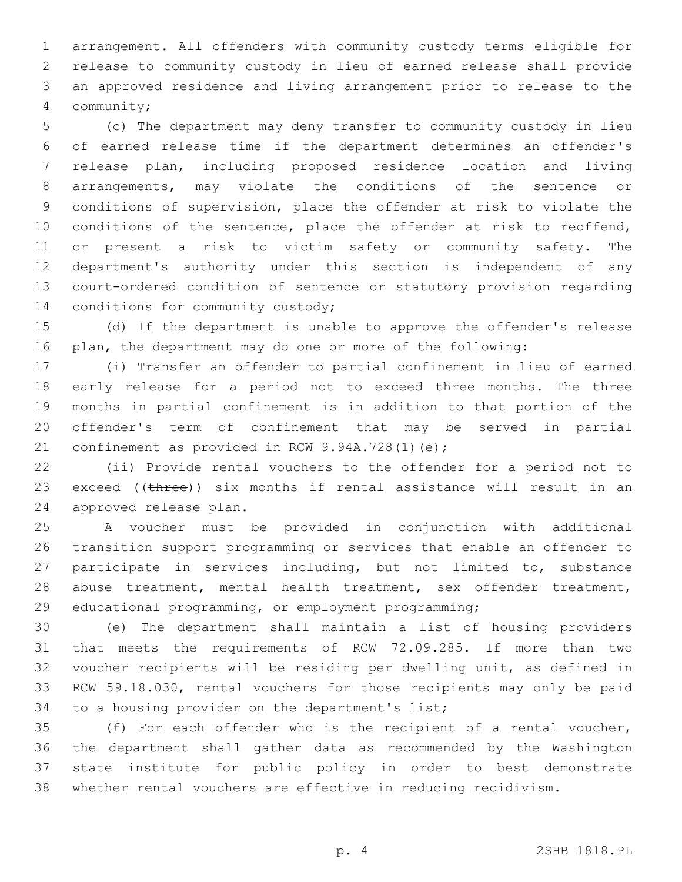arrangement. All offenders with community custody terms eligible for release to community custody in lieu of earned release shall provide an approved residence and living arrangement prior to release to the community;

(c) The department may deny transfer to community custody in lieu of earned release time if the department determines an offender's release plan, including proposed residence location and living arrangements, may violate the conditions of the sentence or conditions of supervision, place the offender at risk to violate the conditions of the sentence, place the offender at risk to reoffend, or present a risk to victim safety or community safety. The department's authority under this section is independent of any court-ordered condition of sentence or statutory provision regarding conditions for community custody;

(d) If the department is unable to approve the offender's release plan, the department may do one or more of the following:

(i) Transfer an offender to partial confinement in lieu of earned early release for a period not to exceed three months. The three months in partial confinement is in addition to that portion of the offender's term of confinement that may be served in partial confinement as provided in RCW 9.94A.728(1)(e);

(ii) Provide rental vouchers to the offender for a period not to exceed ((~~three~~)) <u>six</u> months if rental assistance will result in an approved release plan.

A voucher must be provided in conjunction with additional transition support programming or services that enable an offender to participate in services including, but not limited to, substance abuse treatment, mental health treatment, sex offender treatment, educational programming, or employment programming;

(e) The department shall maintain a list of housing providers that meets the requirements of RCW 72.09.285. If more than two voucher recipients will be residing per dwelling unit, as defined in RCW 59.18.030, rental vouchers for those recipients may only be paid to a housing provider on the department's list;

(f) For each offender who is the recipient of a rental voucher, the department shall gather data as recommended by the Washington state institute for public policy in order to best demonstrate whether rental vouchers are effective in reducing recidivism.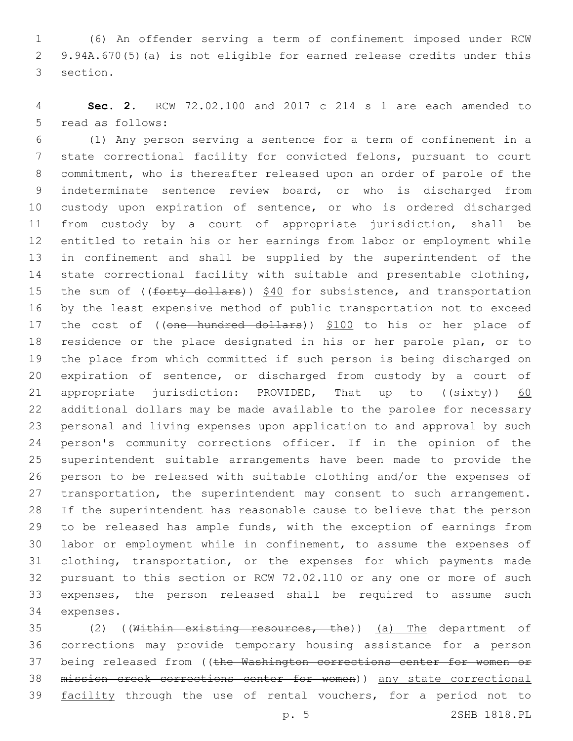(6) An offender serving a term of confinement imposed under RCW 9.94A.670(5)(a) is not eligible for earned release credits under this section.

**Sec. 2.** RCW 72.02.100 and 2017 c 214 s 1 are each amended to read as follows:

(1) Any person serving a sentence for a term of confinement in a state correctional facility for convicted felons, pursuant to court commitment, who is thereafter released upon an order of parole of the indeterminate sentence review board, or who is discharged from custody upon expiration of sentence, or who is ordered discharged from custody by a court of appropriate jurisdiction, shall be entitled to retain his or her earnings from labor or employment while in confinement and shall be supplied by the superintendent of the state correctional facility with suitable and presentable clothing, the sum of ((~~forty dollars~~)) <u>$40</u> for subsistence, and transportation by the least expensive method of public transportation not to exceed the cost of ((~~one hundred dollars~~)) <u>$100</u> to his or her place of residence or the place designated in his or her parole plan, or to the place from which committed if such person is being discharged on expiration of sentence, or discharged from custody by a court of appropriate jurisdiction: PROVIDED, That up to ((~~sixty~~)) <u>60</u> additional dollars may be made available to the parolee for necessary personal and living expenses upon application to and approval by such person's community corrections officer. If in the opinion of the superintendent suitable arrangements have been made to provide the person to be released with suitable clothing and/or the expenses of transportation, the superintendent may consent to such arrangement. If the superintendent has reasonable cause to believe that the person to be released has ample funds, with the exception of earnings from labor or employment while in confinement, to assume the expenses of clothing, transportation, or the expenses for which payments made pursuant to this section or RCW 72.02.110 or any one or more of such expenses, the person released shall be required to assume such expenses.

(2) ((~~Within existing resources, the~~)) <u>(a) The</u> department of corrections may provide temporary housing assistance for a person being released from ((~~the Washington corrections center for women or mission creek corrections center for women~~)) <u>any state correctional facility</u> through the use of rental vouchers, for a period not to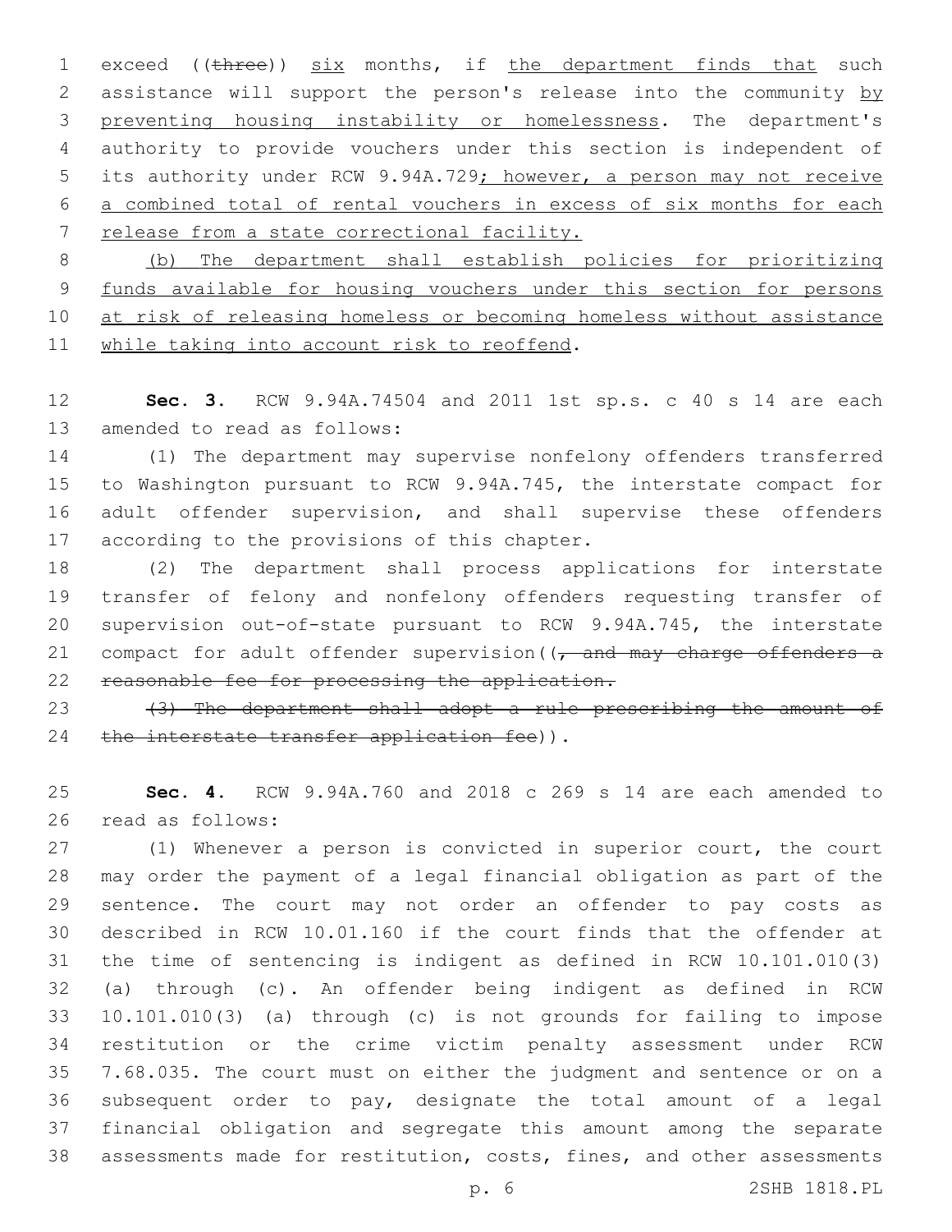exceed ((~~three~~)) <u>six</u> months, if <u>the department finds that</u> such assistance will support the person's release into the community <u>by preventing housing instability or homelessness</u>. The department's authority to provide vouchers under this section is independent of its authority under RCW 9.94A.729<u>; however, a person may not receive a combined total of rental vouchers in excess of six months for each release from a state correctional facility.</u>

<u>(b) The department shall establish policies for prioritizing funds available for housing vouchers under this section for persons at risk of releasing homeless or becoming homeless without assistance while taking into account risk to reoffend</u>.

**Sec. 3.** RCW 9.94A.74504 and 2011 1st sp.s. c 40 s 14 are each amended to read as follows:

(1) The department may supervise nonfelony offenders transferred to Washington pursuant to RCW 9.94A.745, the interstate compact for adult offender supervision, and shall supervise these offenders according to the provisions of this chapter.

(2) The department shall process applications for interstate transfer of felony and nonfelony offenders requesting transfer of supervision out-of-state pursuant to RCW 9.94A.745, the interstate compact for adult offender supervision((~~, and may charge offenders a reasonable fee for processing the application.~~

~~(3) The department shall adopt a rule prescribing the amount of the interstate transfer application fee~~)).

**Sec. 4.** RCW 9.94A.760 and 2018 c 269 s 14 are each amended to read as follows:

(1) Whenever a person is convicted in superior court, the court may order the payment of a legal financial obligation as part of the sentence. The court may not order an offender to pay costs as described in RCW 10.01.160 if the court finds that the offender at the time of sentencing is indigent as defined in RCW 10.101.010(3) (a) through (c). An offender being indigent as defined in RCW 10.101.010(3) (a) through (c) is not grounds for failing to impose restitution or the crime victim penalty assessment under RCW 7.68.035. The court must on either the judgment and sentence or on a subsequent order to pay, designate the total amount of a legal financial obligation and segregate this amount among the separate assessments made for restitution, costs, fines, and other assessments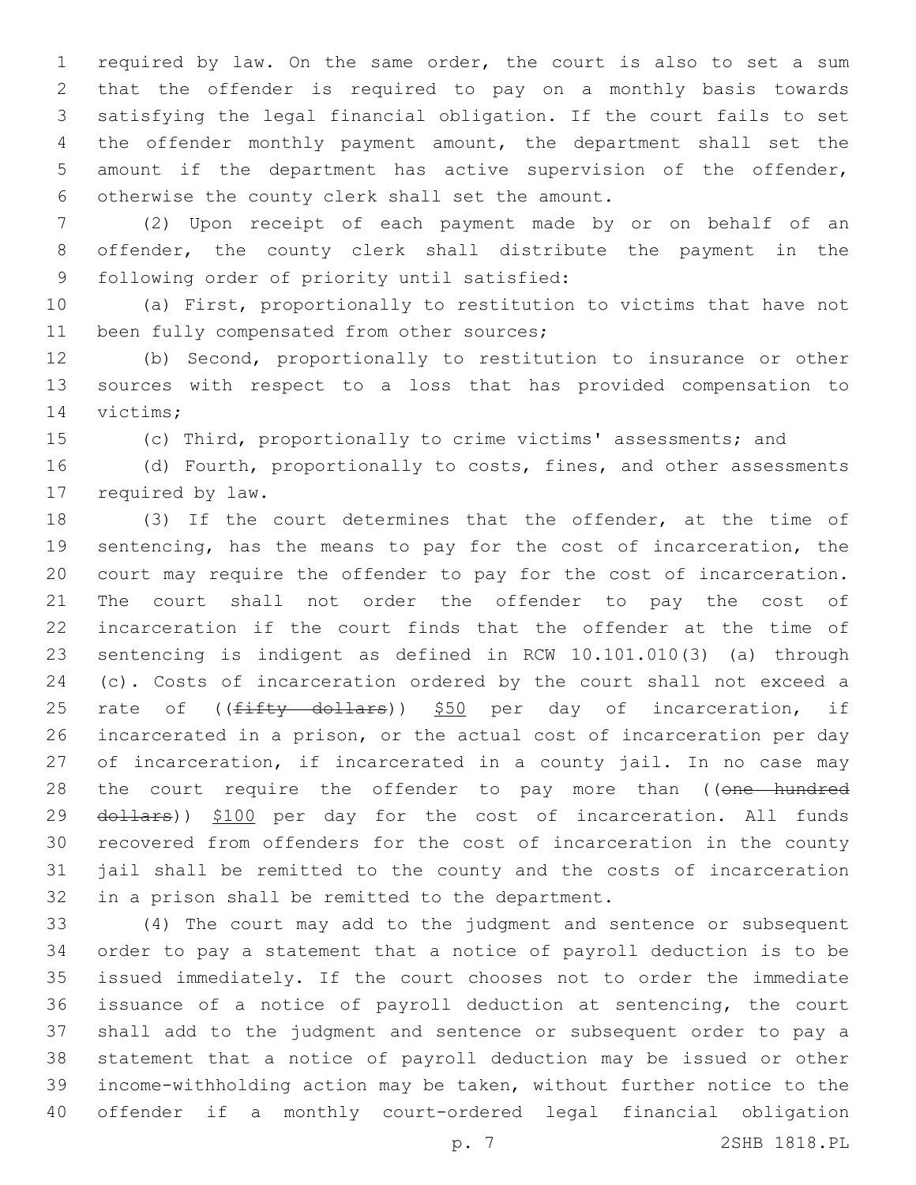required by law. On the same order, the court is also to set a sum that the offender is required to pay on a monthly basis towards satisfying the legal financial obligation. If the court fails to set the offender monthly payment amount, the department shall set the amount if the department has active supervision of the offender, otherwise the county clerk shall set the amount.

(2) Upon receipt of each payment made by or on behalf of an offender, the county clerk shall distribute the payment in the following order of priority until satisfied:

(a) First, proportionally to restitution to victims that have not been fully compensated from other sources;

(b) Second, proportionally to restitution to insurance or other sources with respect to a loss that has provided compensation to victims;

(c) Third, proportionally to crime victims' assessments; and

(d) Fourth, proportionally to costs, fines, and other assessments required by law.

(3) If the court determines that the offender, at the time of sentencing, has the means to pay for the cost of incarceration, the court may require the offender to pay for the cost of incarceration. The court shall not order the offender to pay the cost of incarceration if the court finds that the offender at the time of sentencing is indigent as defined in RCW 10.101.010(3) (a) through (c). Costs of incarceration ordered by the court shall not exceed a rate of ((~~fifty dollars~~)) $50 per day of incarceration, if incarcerated in a prison, or the actual cost of incarceration per day of incarceration, if incarcerated in a county jail. In no case may the court require the offender to pay more than ((~~one hundred dollars~~)) $100 per day for the cost of incarceration. All funds recovered from offenders for the cost of incarceration in the county jail shall be remitted to the county and the costs of incarceration in a prison shall be remitted to the department.

(4) The court may add to the judgment and sentence or subsequent order to pay a statement that a notice of payroll deduction is to be issued immediately. If the court chooses not to order the immediate issuance of a notice of payroll deduction at sentencing, the court shall add to the judgment and sentence or subsequent order to pay a statement that a notice of payroll deduction may be issued or other income-withholding action may be taken, without further notice to the offender if a monthly court-ordered legal financial obligation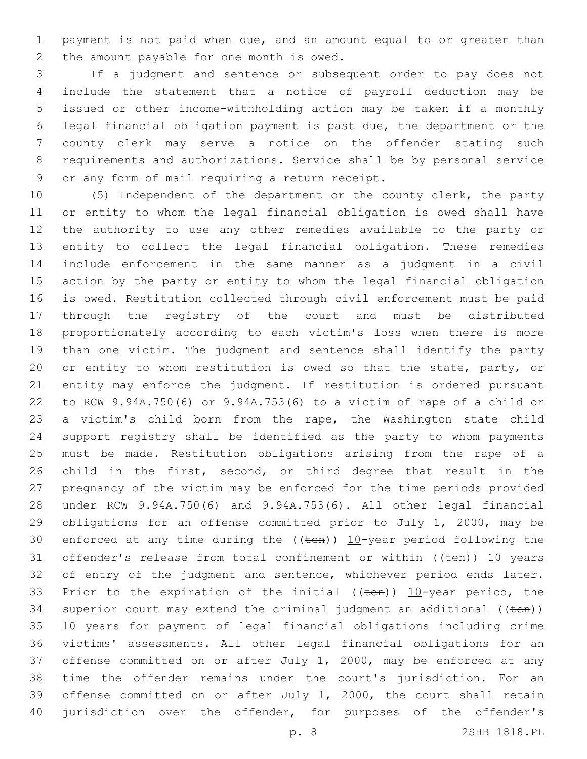payment is not paid when due, and an amount equal to or greater than the amount payable for one month is owed.

If a judgment and sentence or subsequent order to pay does not include the statement that a notice of payroll deduction may be issued or other income-withholding action may be taken if a monthly legal financial obligation payment is past due, the department or the county clerk may serve a notice on the offender stating such requirements and authorizations. Service shall be by personal service or any form of mail requiring a return receipt.

(5) Independent of the department or the county clerk, the party or entity to whom the legal financial obligation is owed shall have the authority to use any other remedies available to the party or entity to collect the legal financial obligation. These remedies include enforcement in the same manner as a judgment in a civil action by the party or entity to whom the legal financial obligation is owed. Restitution collected through civil enforcement must be paid through the registry of the court and must be distributed proportionately according to each victim's loss when there is more than one victim. The judgment and sentence shall identify the party or entity to whom restitution is owed so that the state, party, or entity may enforce the judgment. If restitution is ordered pursuant to RCW 9.94A.750(6) or 9.94A.753(6) to a victim of rape of a child or a victim's child born from the rape, the Washington state child support registry shall be identified as the party to whom payments must be made. Restitution obligations arising from the rape of a child in the first, second, or third degree that result in the pregnancy of the victim may be enforced for the time periods provided under RCW 9.94A.750(6) and 9.94A.753(6). All other legal financial obligations for an offense committed prior to July 1, 2000, may be enforced at any time during the ((~~ten~~)) 10-year period following the offender's release from total confinement or within ((~~ten~~)) 10 years of entry of the judgment and sentence, whichever period ends later. Prior to the expiration of the initial ((~~ten~~)) 10-year period, the superior court may extend the criminal judgment an additional ((~~ten~~)) 10 years for payment of legal financial obligations including crime victims' assessments. All other legal financial obligations for an offense committed on or after July 1, 2000, may be enforced at any time the offender remains under the court's jurisdiction. For an offense committed on or after July 1, 2000, the court shall retain jurisdiction over the offender, for purposes of the offender's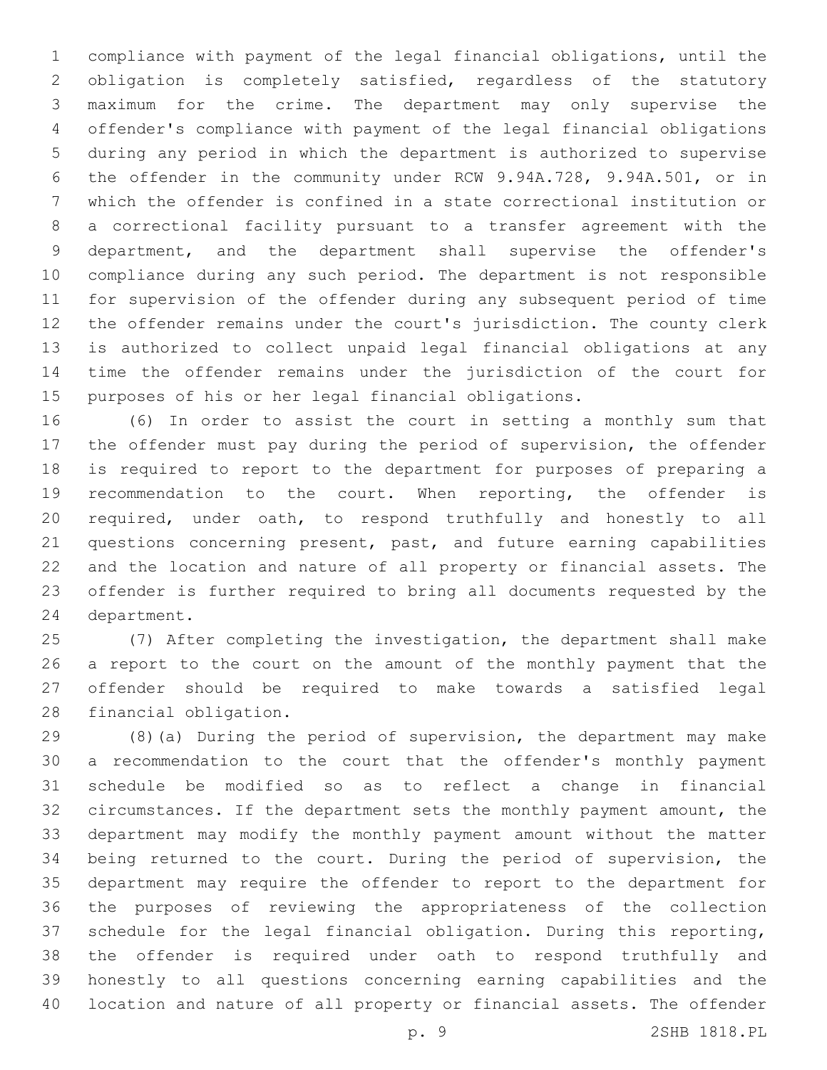compliance with payment of the legal financial obligations, until the obligation is completely satisfied, regardless of the statutory maximum for the crime. The department may only supervise the offender's compliance with payment of the legal financial obligations during any period in which the department is authorized to supervise the offender in the community under RCW 9.94A.728, 9.94A.501, or in which the offender is confined in a state correctional institution or a correctional facility pursuant to a transfer agreement with the department, and the department shall supervise the offender's compliance during any such period. The department is not responsible for supervision of the offender during any subsequent period of time the offender remains under the court's jurisdiction. The county clerk is authorized to collect unpaid legal financial obligations at any time the offender remains under the jurisdiction of the court for purposes of his or her legal financial obligations.

(6) In order to assist the court in setting a monthly sum that the offender must pay during the period of supervision, the offender is required to report to the department for purposes of preparing a recommendation to the court. When reporting, the offender is required, under oath, to respond truthfully and honestly to all questions concerning present, past, and future earning capabilities and the location and nature of all property or financial assets. The offender is further required to bring all documents requested by the department.

(7) After completing the investigation, the department shall make a report to the court on the amount of the monthly payment that the offender should be required to make towards a satisfied legal financial obligation.

(8)(a) During the period of supervision, the department may make a recommendation to the court that the offender's monthly payment schedule be modified so as to reflect a change in financial circumstances. If the department sets the monthly payment amount, the department may modify the monthly payment amount without the matter being returned to the court. During the period of supervision, the department may require the offender to report to the department for the purposes of reviewing the appropriateness of the collection schedule for the legal financial obligation. During this reporting, the offender is required under oath to respond truthfully and honestly to all questions concerning earning capabilities and the location and nature of all property or financial assets. The offender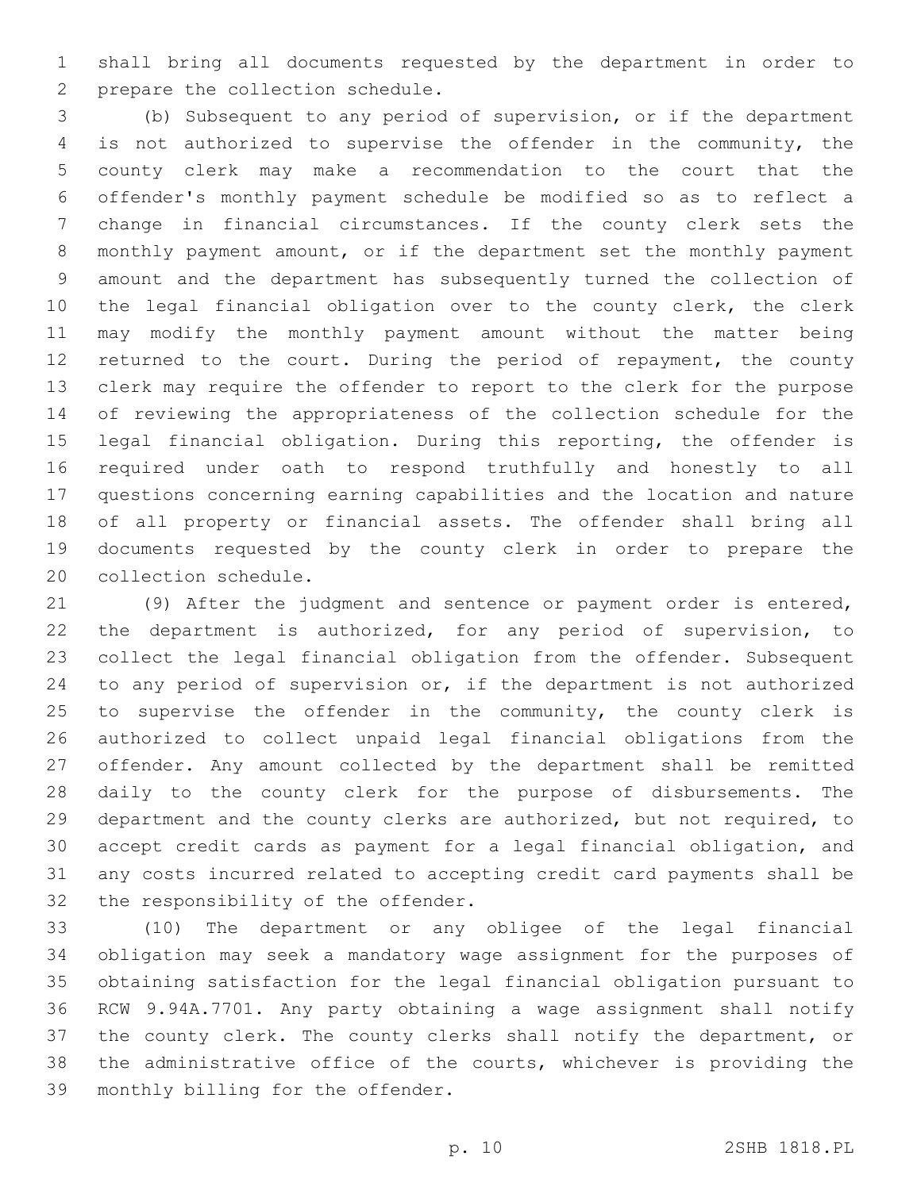shall bring all documents requested by the department in order to prepare the collection schedule.

(b) Subsequent to any period of supervision, or if the department is not authorized to supervise the offender in the community, the county clerk may make a recommendation to the court that the offender's monthly payment schedule be modified so as to reflect a change in financial circumstances. If the county clerk sets the monthly payment amount, or if the department set the monthly payment amount and the department has subsequently turned the collection of the legal financial obligation over to the county clerk, the clerk may modify the monthly payment amount without the matter being returned to the court. During the period of repayment, the county clerk may require the offender to report to the clerk for the purpose of reviewing the appropriateness of the collection schedule for the legal financial obligation. During this reporting, the offender is required under oath to respond truthfully and honestly to all questions concerning earning capabilities and the location and nature of all property or financial assets. The offender shall bring all documents requested by the county clerk in order to prepare the collection schedule.

(9) After the judgment and sentence or payment order is entered, the department is authorized, for any period of supervision, to collect the legal financial obligation from the offender. Subsequent to any period of supervision or, if the department is not authorized to supervise the offender in the community, the county clerk is authorized to collect unpaid legal financial obligations from the offender. Any amount collected by the department shall be remitted daily to the county clerk for the purpose of disbursements. The department and the county clerks are authorized, but not required, to accept credit cards as payment for a legal financial obligation, and any costs incurred related to accepting credit card payments shall be the responsibility of the offender.

(10) The department or any obligee of the legal financial obligation may seek a mandatory wage assignment for the purposes of obtaining satisfaction for the legal financial obligation pursuant to RCW 9.94A.7701. Any party obtaining a wage assignment shall notify the county clerk. The county clerks shall notify the department, or the administrative office of the courts, whichever is providing the monthly billing for the offender.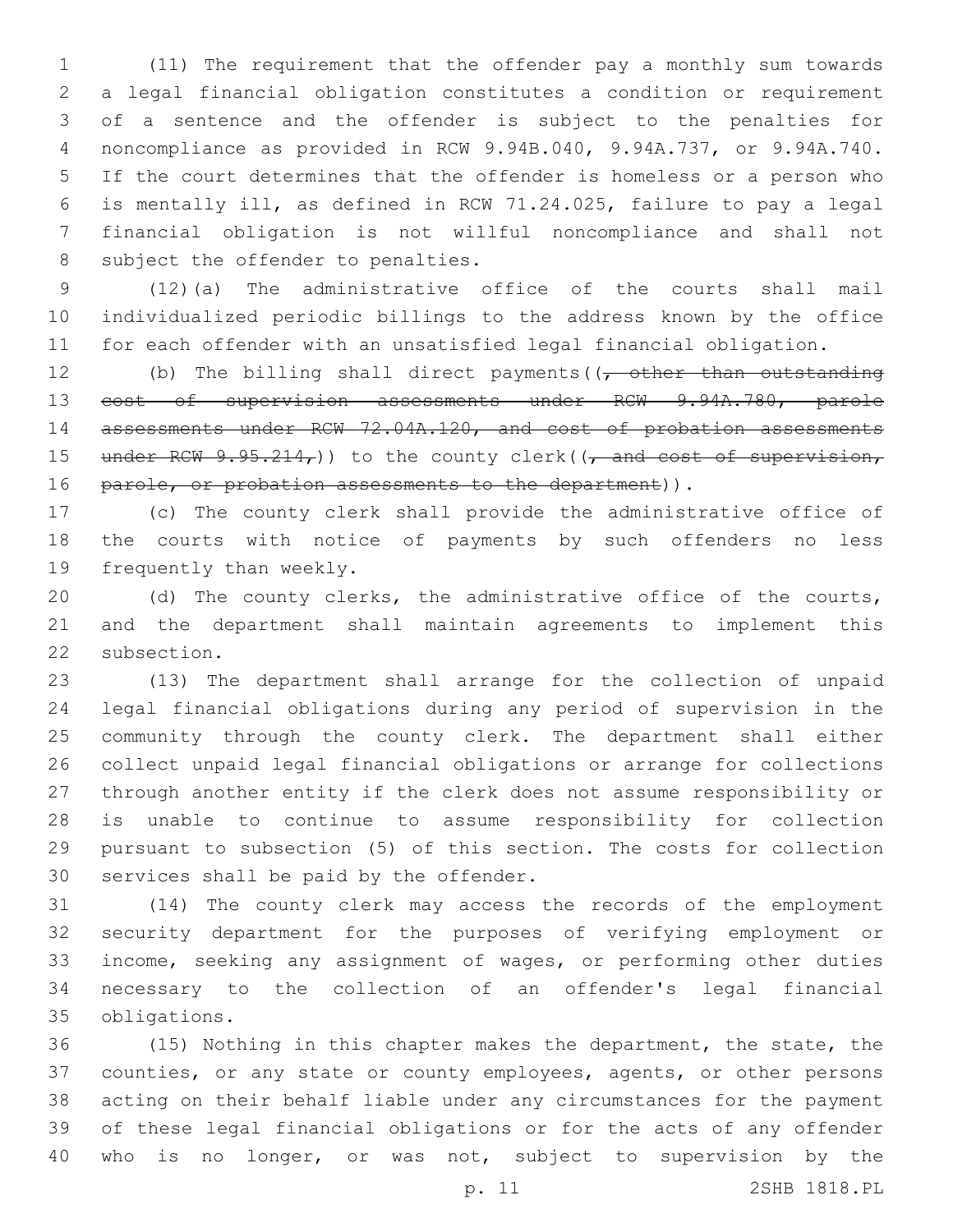(11) The requirement that the offender pay a monthly sum towards a legal financial obligation constitutes a condition or requirement of a sentence and the offender is subject to the penalties for noncompliance as provided in RCW 9.94B.040, 9.94A.737, or 9.94A.740. If the court determines that the offender is homeless or a person who is mentally ill, as defined in RCW 71.24.025, failure to pay a legal financial obligation is not willful noncompliance and shall not subject the offender to penalties.

(12)(a) The administrative office of the courts shall mail individualized periodic billings to the address known by the office for each offender with an unsatisfied legal financial obligation.

(b) The billing shall direct payments((~~, other than outstanding cost of supervision assessments under RCW 9.94A.780, parole assessments under RCW 72.04A.120, and cost of probation assessments under RCW 9.95.214,~~)) to the county clerk((~~, and cost of supervision, parole, or probation assessments to the department~~)).

(c) The county clerk shall provide the administrative office of the courts with notice of payments by such offenders no less frequently than weekly.

(d) The county clerks, the administrative office of the courts, and the department shall maintain agreements to implement this subsection.

(13) The department shall arrange for the collection of unpaid legal financial obligations during any period of supervision in the community through the county clerk. The department shall either collect unpaid legal financial obligations or arrange for collections through another entity if the clerk does not assume responsibility or is unable to continue to assume responsibility for collection pursuant to subsection (5) of this section. The costs for collection services shall be paid by the offender.

(14) The county clerk may access the records of the employment security department for the purposes of verifying employment or income, seeking any assignment of wages, or performing other duties necessary to the collection of an offender's legal financial obligations.

(15) Nothing in this chapter makes the department, the state, the counties, or any state or county employees, agents, or other persons acting on their behalf liable under any circumstances for the payment of these legal financial obligations or for the acts of any offender who is no longer, or was not, subject to supervision by the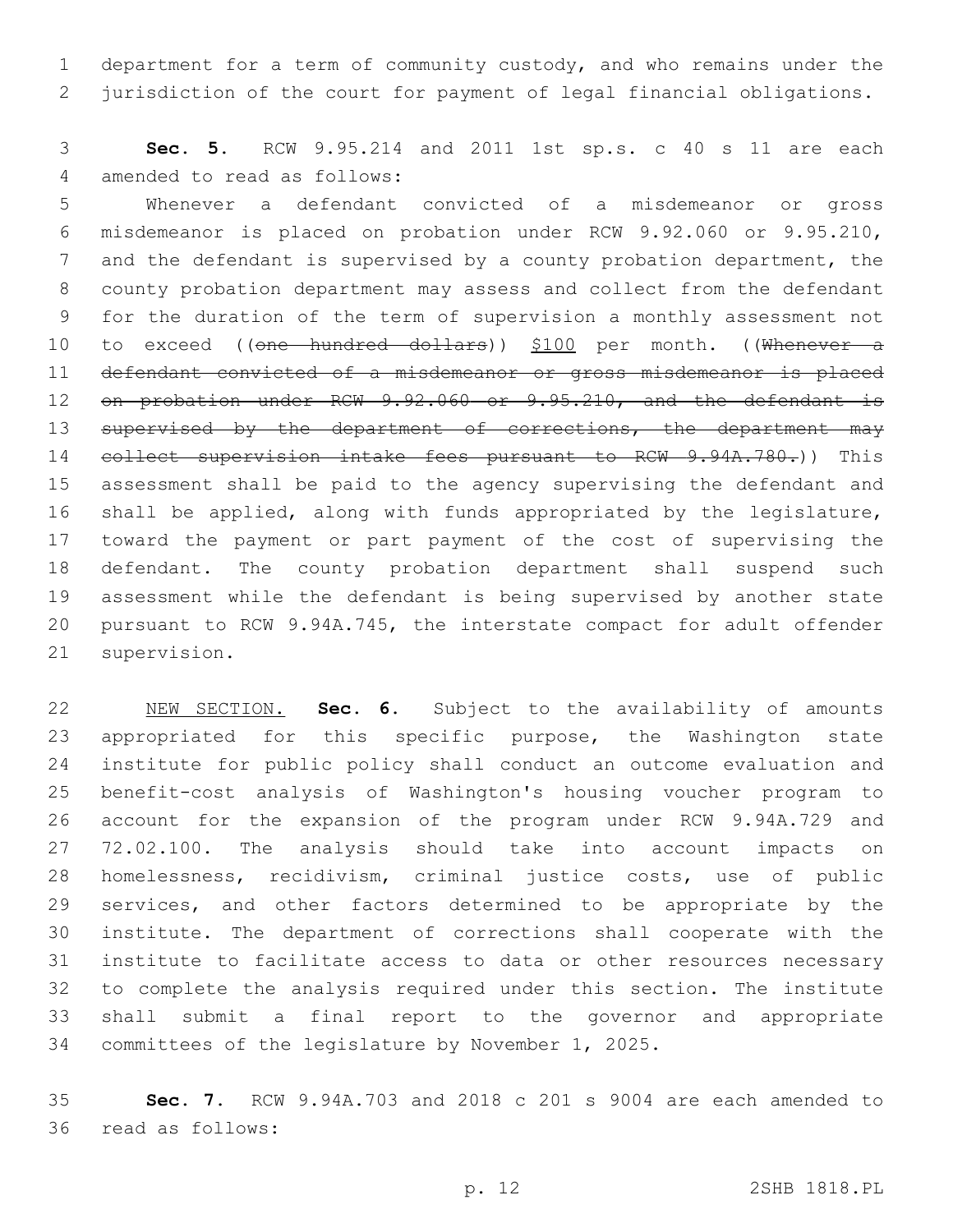department for a term of community custody, and who remains under the jurisdiction of the court for payment of legal financial obligations.

**Sec. 5.** RCW 9.95.214 and 2011 1st sp.s. c 40 s 11 are each amended to read as follows:

Whenever a defendant convicted of a misdemeanor or gross misdemeanor is placed on probation under RCW 9.92.060 or 9.95.210, and the defendant is supervised by a county probation department, the county probation department may assess and collect from the defendant for the duration of the term of supervision a monthly assessment not to exceed ((~~one hundred dollars~~)) <u>$100</u> per month. ((~~Whenever a defendant convicted of a misdemeanor or gross misdemeanor is placed on probation under RCW 9.92.060 or 9.95.210, and the defendant is supervised by the department of corrections, the department may collect supervision intake fees pursuant to RCW 9.94A.780.~~)) This assessment shall be paid to the agency supervising the defendant and shall be applied, along with funds appropriated by the legislature, toward the payment or part payment of the cost of supervising the defendant. The county probation department shall suspend such assessment while the defendant is being supervised by another state pursuant to RCW 9.94A.745, the interstate compact for adult offender supervision.

<u>NEW SECTION.</u> **Sec. 6.** Subject to the availability of amounts appropriated for this specific purpose, the Washington state institute for public policy shall conduct an outcome evaluation and benefit-cost analysis of Washington's housing voucher program to account for the expansion of the program under RCW 9.94A.729 and 72.02.100. The analysis should take into account impacts on homelessness, recidivism, criminal justice costs, use of public services, and other factors determined to be appropriate by the institute. The department of corrections shall cooperate with the institute to facilitate access to data or other resources necessary to complete the analysis required under this section. The institute shall submit a final report to the governor and appropriate committees of the legislature by November 1, 2025.

**Sec. 7.** RCW 9.94A.703 and 2018 c 201 s 9004 are each amended to read as follows: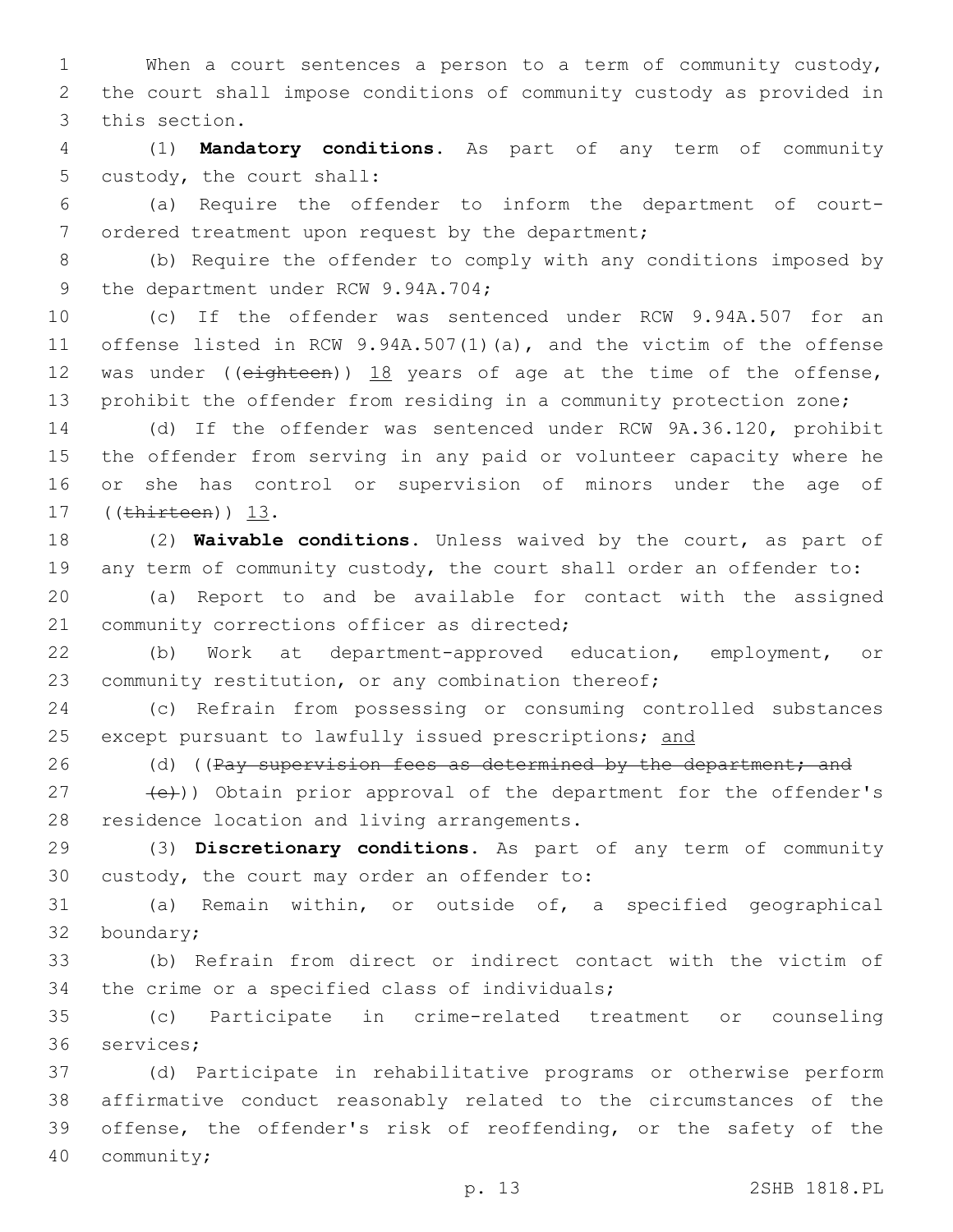When a court sentences a person to a term of community custody, the court shall impose conditions of community custody as provided in this section.

(1) **Mandatory conditions.** As part of any term of community custody, the court shall:

(a) Require the offender to inform the department of court-ordered treatment upon request by the department;

(b) Require the offender to comply with any conditions imposed by the department under RCW 9.94A.704;

(c) If the offender was sentenced under RCW 9.94A.507 for an offense listed in RCW 9.94A.507(1)(a), and the victim of the offense was under ((~~eighteen~~)) <u>18</u> years of age at the time of the offense, prohibit the offender from residing in a community protection zone;

(d) If the offender was sentenced under RCW 9A.36.120, prohibit the offender from serving in any paid or volunteer capacity where he or she has control or supervision of minors under the age of ((~~thirteen~~)) <u>13</u>.

(2) **Waivable conditions.** Unless waived by the court, as part of any term of community custody, the court shall order an offender to:

(a) Report to and be available for contact with the assigned community corrections officer as directed;

(b) Work at department-approved education, employment, or community restitution, or any combination thereof;

(c) Refrain from possessing or consuming controlled substances except pursuant to lawfully issued prescriptions; <u>and</u>

(d) ((~~Pay supervision fees as determined by the department; and~~

~~(e)~~)) Obtain prior approval of the department for the offender's residence location and living arrangements.

(3) **Discretionary conditions.** As part of any term of community custody, the court may order an offender to:

(a) Remain within, or outside of, a specified geographical boundary;

(b) Refrain from direct or indirect contact with the victim of the crime or a specified class of individuals;

(c) Participate in crime-related treatment or counseling services;

(d) Participate in rehabilitative programs or otherwise perform affirmative conduct reasonably related to the circumstances of the offense, the offender's risk of reoffending, or the safety of the community;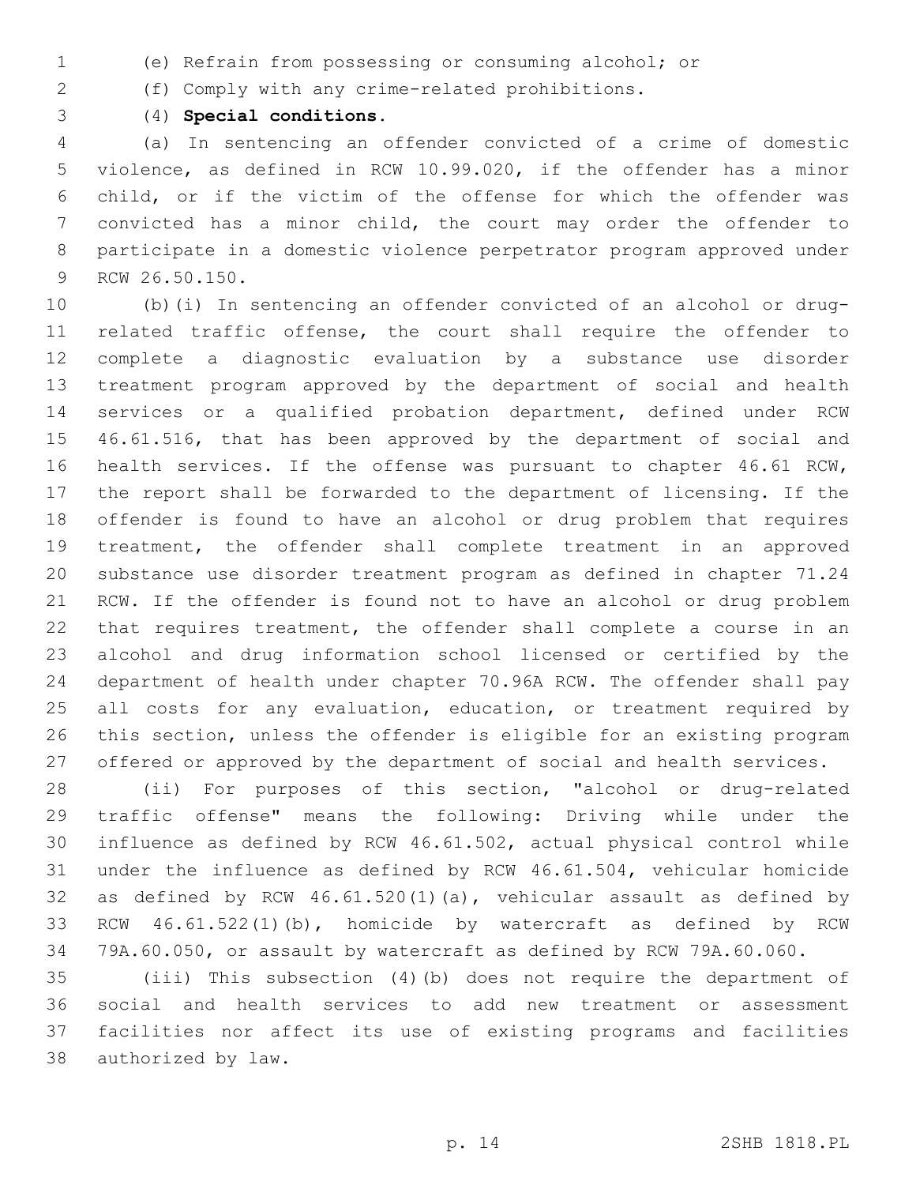(e) Refrain from possessing or consuming alcohol; or

(f) Comply with any crime-related prohibitions.

(4) **Special conditions.**

(a) In sentencing an offender convicted of a crime of domestic violence, as defined in RCW 10.99.020, if the offender has a minor child, or if the victim of the offense for which the offender was convicted has a minor child, the court may order the offender to participate in a domestic violence perpetrator program approved under RCW 26.50.150.

(b)(i) In sentencing an offender convicted of an alcohol or drug-related traffic offense, the court shall require the offender to complete a diagnostic evaluation by a substance use disorder treatment program approved by the department of social and health services or a qualified probation department, defined under RCW 46.61.516, that has been approved by the department of social and health services. If the offense was pursuant to chapter 46.61 RCW, the report shall be forwarded to the department of licensing. If the offender is found to have an alcohol or drug problem that requires treatment, the offender shall complete treatment in an approved substance use disorder treatment program as defined in chapter 71.24 RCW. If the offender is found not to have an alcohol or drug problem that requires treatment, the offender shall complete a course in an alcohol and drug information school licensed or certified by the department of health under chapter 70.96A RCW. The offender shall pay all costs for any evaluation, education, or treatment required by this section, unless the offender is eligible for an existing program offered or approved by the department of social and health services.

(ii) For purposes of this section, "alcohol or drug-related traffic offense" means the following: Driving while under the influence as defined by RCW 46.61.502, actual physical control while under the influence as defined by RCW 46.61.504, vehicular homicide as defined by RCW 46.61.520(1)(a), vehicular assault as defined by RCW 46.61.522(1)(b), homicide by watercraft as defined by RCW 79A.60.050, or assault by watercraft as defined by RCW 79A.60.060.

(iii) This subsection (4)(b) does not require the department of social and health services to add new treatment or assessment facilities nor affect its use of existing programs and facilities authorized by law.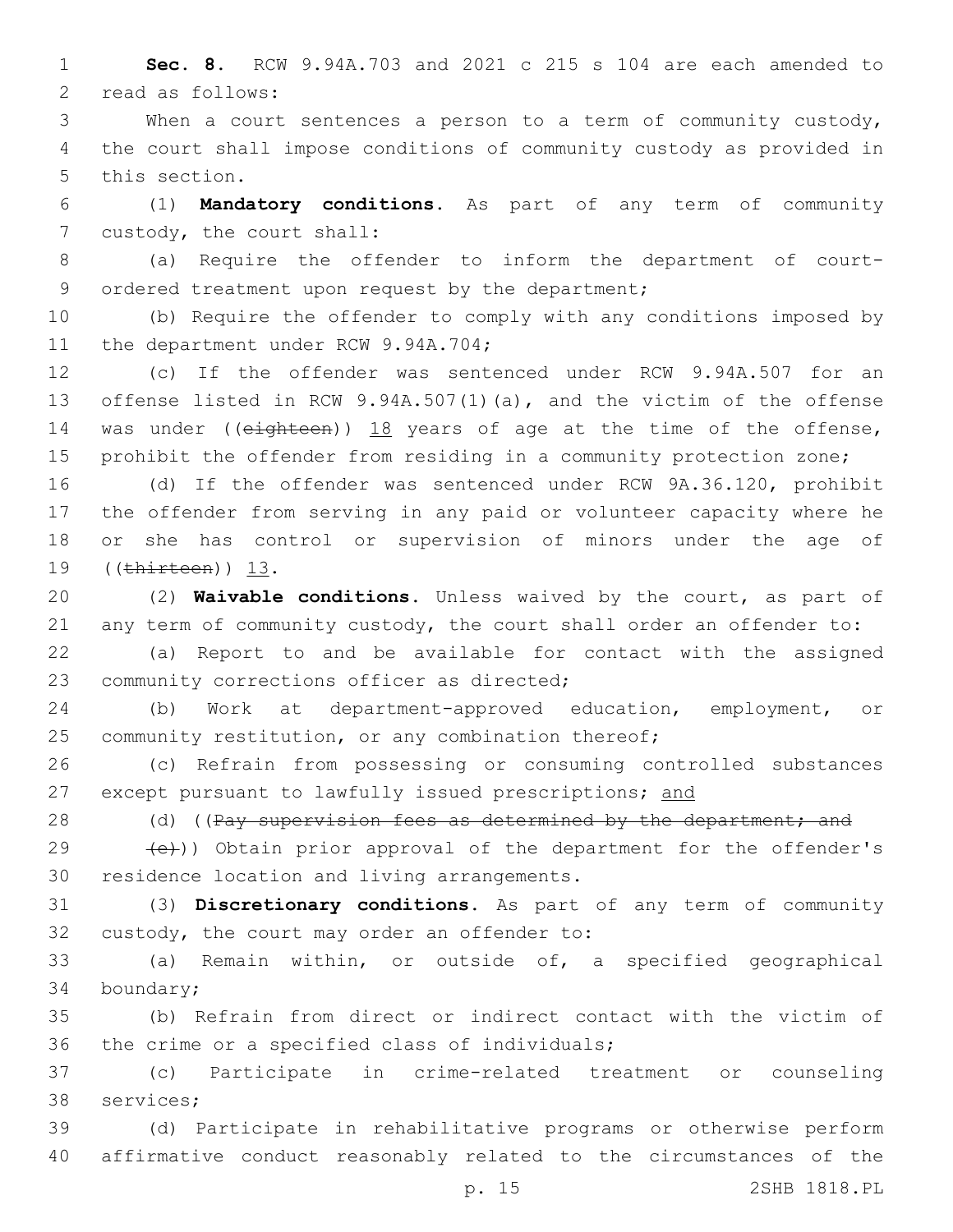**Sec. 8.** RCW 9.94A.703 and 2021 c 215 s 104 are each amended to read as follows:

When a court sentences a person to a term of community custody, the court shall impose conditions of community custody as provided in this section.

(1) **Mandatory conditions.** As part of any term of community custody, the court shall:

(a) Require the offender to inform the department of court-ordered treatment upon request by the department;

(b) Require the offender to comply with any conditions imposed by the department under RCW 9.94A.704;

(c) If the offender was sentenced under RCW 9.94A.507 for an offense listed in RCW 9.94A.507(1)(a), and the victim of the offense was under ((~~eighteen~~)) <u>18</u> years of age at the time of the offense, prohibit the offender from residing in a community protection zone;

(d) If the offender was sentenced under RCW 9A.36.120, prohibit the offender from serving in any paid or volunteer capacity where he or she has control or supervision of minors under the age of ((~~thirteen~~)) <u>13</u>.

(2) **Waivable conditions.** Unless waived by the court, as part of any term of community custody, the court shall order an offender to:

(a) Report to and be available for contact with the assigned community corrections officer as directed;

(b) Work at department-approved education, employment, or community restitution, or any combination thereof;

(c) Refrain from possessing or consuming controlled substances except pursuant to lawfully issued prescriptions; <u>and</u>

(d) ((~~Pay supervision fees as determined by the department; and~~

~~(e)~~)) Obtain prior approval of the department for the offender's residence location and living arrangements.

(3) **Discretionary conditions.** As part of any term of community custody, the court may order an offender to:

(a) Remain within, or outside of, a specified geographical boundary;

(b) Refrain from direct or indirect contact with the victim of the crime or a specified class of individuals;

(c) Participate in crime-related treatment or counseling services;

(d) Participate in rehabilitative programs or otherwise perform affirmative conduct reasonably related to the circumstances of the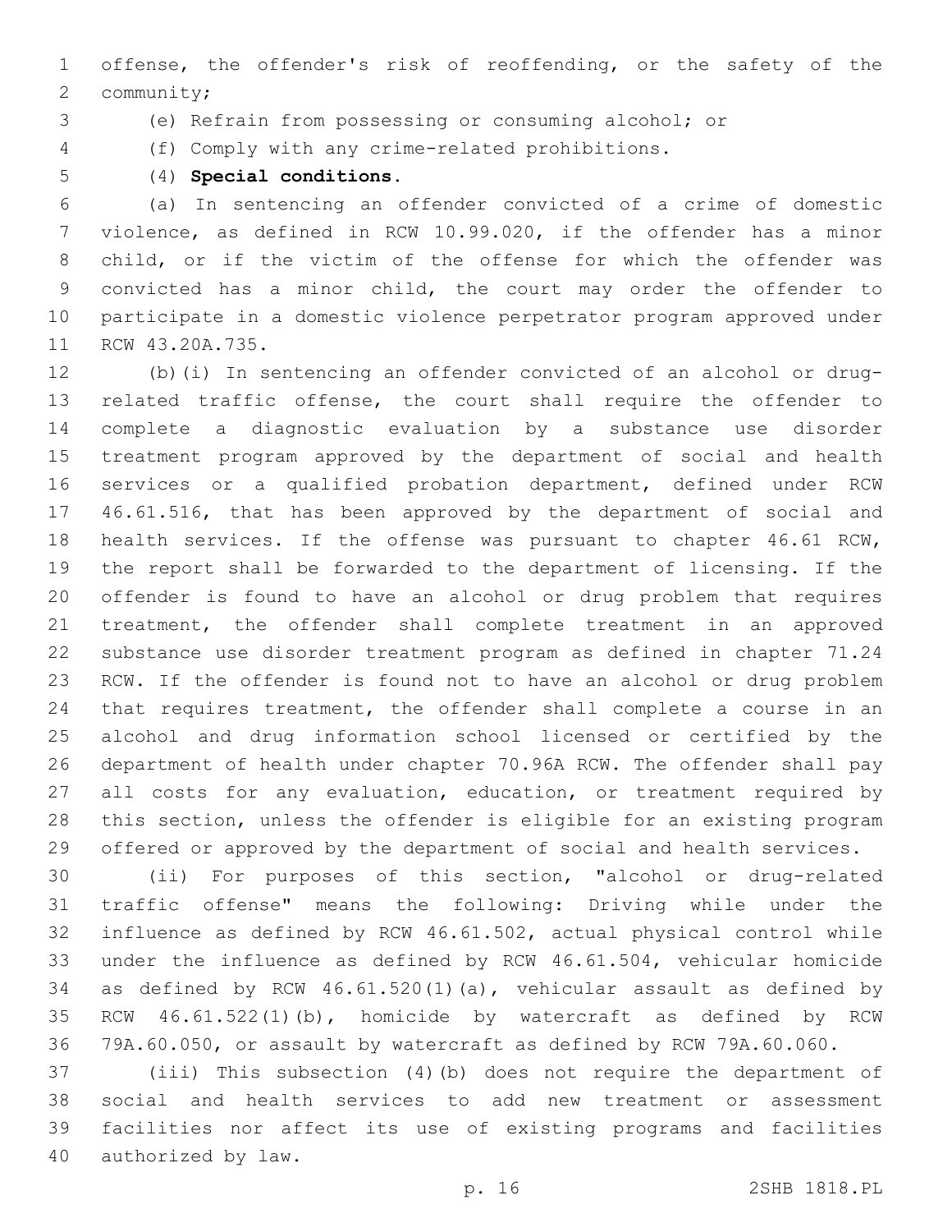offense, the offender's risk of reoffending, or the safety of the community;

(e) Refrain from possessing or consuming alcohol; or

(f) Comply with any crime-related prohibitions.

(4) **Special conditions.**

(a) In sentencing an offender convicted of a crime of domestic violence, as defined in RCW 10.99.020, if the offender has a minor child, or if the victim of the offense for which the offender was convicted has a minor child, the court may order the offender to participate in a domestic violence perpetrator program approved under RCW 43.20A.735.

(b)(i) In sentencing an offender convicted of an alcohol or drug-related traffic offense, the court shall require the offender to complete a diagnostic evaluation by a substance use disorder treatment program approved by the department of social and health services or a qualified probation department, defined under RCW 46.61.516, that has been approved by the department of social and health services. If the offense was pursuant to chapter 46.61 RCW, the report shall be forwarded to the department of licensing. If the offender is found to have an alcohol or drug problem that requires treatment, the offender shall complete treatment in an approved substance use disorder treatment program as defined in chapter 71.24 RCW. If the offender is found not to have an alcohol or drug problem that requires treatment, the offender shall complete a course in an alcohol and drug information school licensed or certified by the department of health under chapter 70.96A RCW. The offender shall pay all costs for any evaluation, education, or treatment required by this section, unless the offender is eligible for an existing program offered or approved by the department of social and health services.

(ii) For purposes of this section, "alcohol or drug-related traffic offense" means the following: Driving while under the influence as defined by RCW 46.61.502, actual physical control while under the influence as defined by RCW 46.61.504, vehicular homicide as defined by RCW 46.61.520(1)(a), vehicular assault as defined by RCW 46.61.522(1)(b), homicide by watercraft as defined by RCW 79A.60.050, or assault by watercraft as defined by RCW 79A.60.060.

(iii) This subsection (4)(b) does not require the department of social and health services to add new treatment or assessment facilities nor affect its use of existing programs and facilities authorized by law.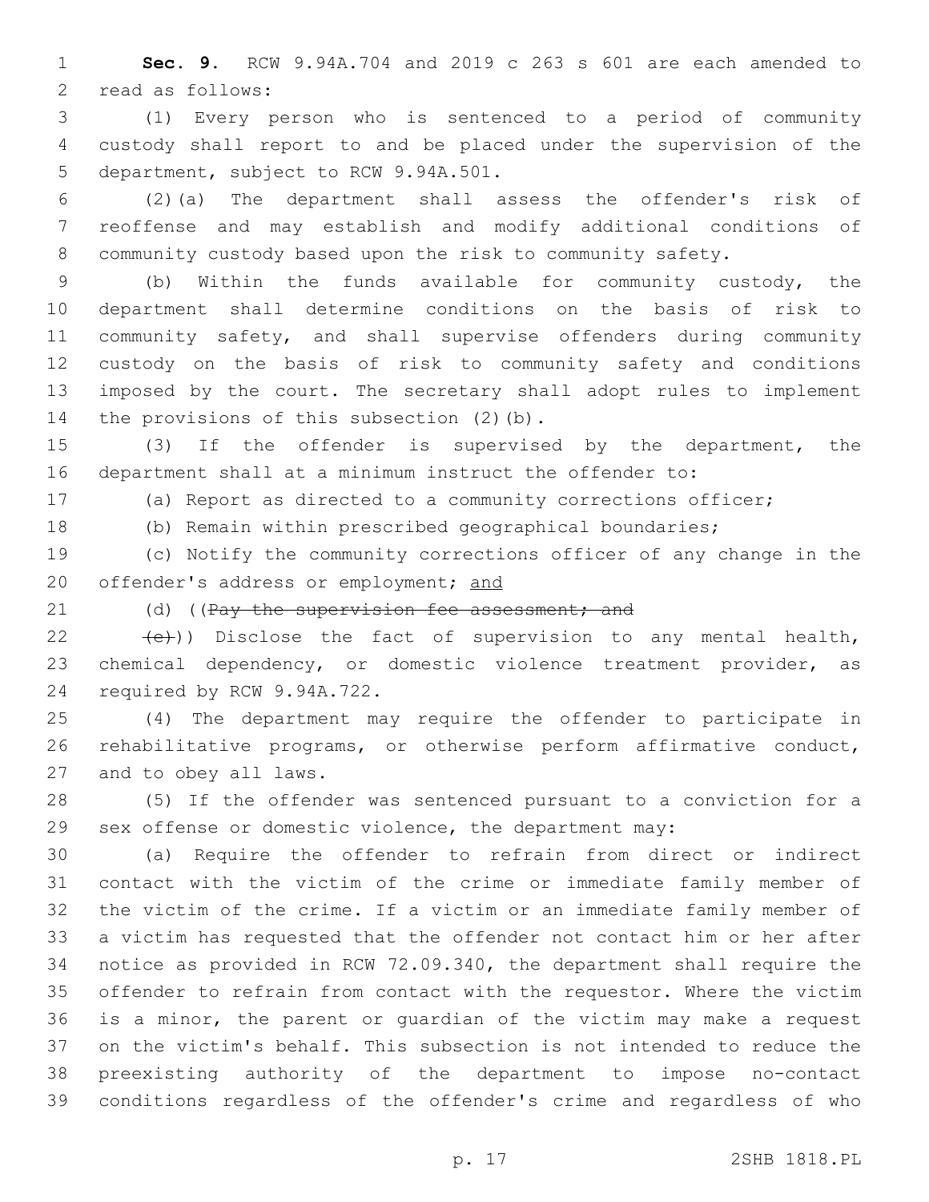**Sec. 9.** RCW 9.94A.704 and 2019 c 263 s 601 are each amended to read as follows:

(1) Every person who is sentenced to a period of community custody shall report to and be placed under the supervision of the department, subject to RCW 9.94A.501.

(2)(a) The department shall assess the offender's risk of reoffense and may establish and modify additional conditions of community custody based upon the risk to community safety.

(b) Within the funds available for community custody, the department shall determine conditions on the basis of risk to community safety, and shall supervise offenders during community custody on the basis of risk to community safety and conditions imposed by the court. The secretary shall adopt rules to implement the provisions of this subsection (2)(b).

(3) If the offender is supervised by the department, the department shall at a minimum instruct the offender to:

(a) Report as directed to a community corrections officer;

(b) Remain within prescribed geographical boundaries;

(c) Notify the community corrections officer of any change in the offender's address or employment; and

(d) ((~~Pay the supervision fee assessment; and~~

~~(e)~~)) Disclose the fact of supervision to any mental health, chemical dependency, or domestic violence treatment provider, as required by RCW 9.94A.722.

(4) The department may require the offender to participate in rehabilitative programs, or otherwise perform affirmative conduct, and to obey all laws.

(5) If the offender was sentenced pursuant to a conviction for a sex offense or domestic violence, the department may:

(a) Require the offender to refrain from direct or indirect contact with the victim of the crime or immediate family member of the victim of the crime. If a victim or an immediate family member of a victim has requested that the offender not contact him or her after notice as provided in RCW 72.09.340, the department shall require the offender to refrain from contact with the requestor. Where the victim is a minor, the parent or guardian of the victim may make a request on the victim's behalf. This subsection is not intended to reduce the preexisting authority of the department to impose no-contact conditions regardless of the offender's crime and regardless of who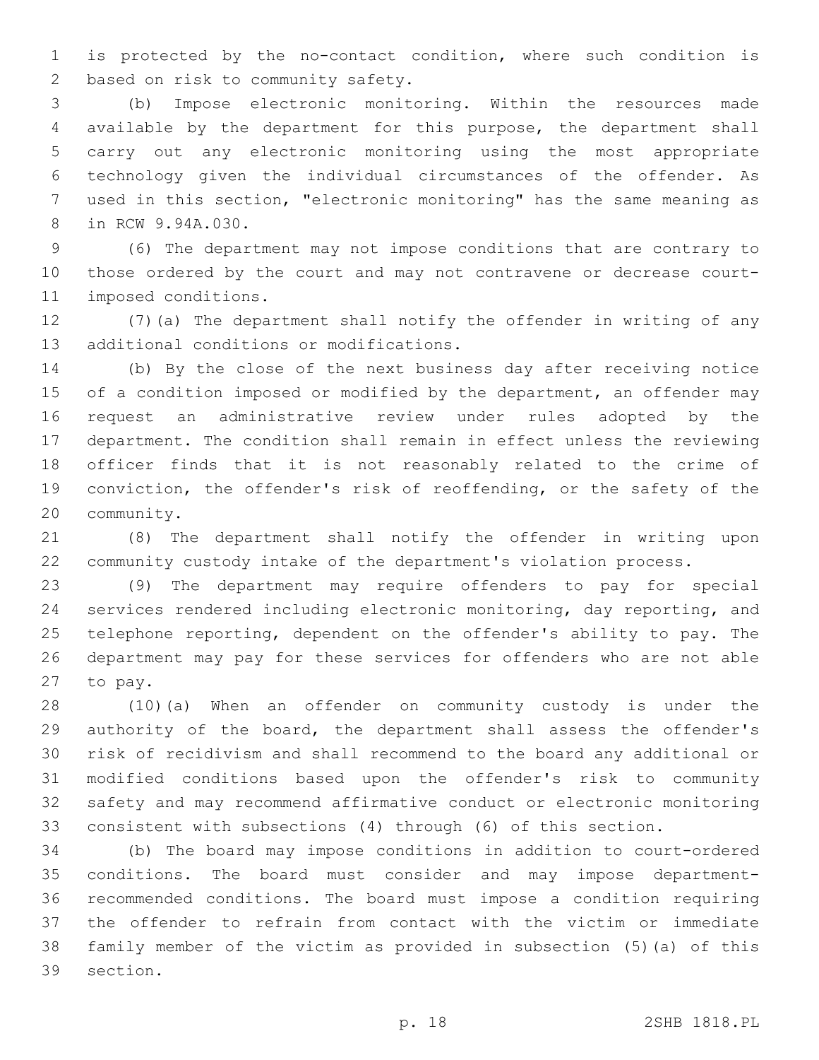is protected by the no-contact condition, where such condition is based on risk to community safety.

(b) Impose electronic monitoring. Within the resources made available by the department for this purpose, the department shall carry out any electronic monitoring using the most appropriate technology given the individual circumstances of the offender. As used in this section, "electronic monitoring" has the same meaning as in RCW 9.94A.030.

(6) The department may not impose conditions that are contrary to those ordered by the court and may not contravene or decrease court-imposed conditions.

(7)(a) The department shall notify the offender in writing of any additional conditions or modifications.

(b) By the close of the next business day after receiving notice of a condition imposed or modified by the department, an offender may request an administrative review under rules adopted by the department. The condition shall remain in effect unless the reviewing officer finds that it is not reasonably related to the crime of conviction, the offender's risk of reoffending, or the safety of the community.

(8) The department shall notify the offender in writing upon community custody intake of the department's violation process.

(9) The department may require offenders to pay for special services rendered including electronic monitoring, day reporting, and telephone reporting, dependent on the offender's ability to pay. The department may pay for these services for offenders who are not able to pay.

(10)(a) When an offender on community custody is under the authority of the board, the department shall assess the offender's risk of recidivism and shall recommend to the board any additional or modified conditions based upon the offender's risk to community safety and may recommend affirmative conduct or electronic monitoring consistent with subsections (4) through (6) of this section.

(b) The board may impose conditions in addition to court-ordered conditions. The board must consider and may impose department-recommended conditions. The board must impose a condition requiring the offender to refrain from contact with the victim or immediate family member of the victim as provided in subsection (5)(a) of this section.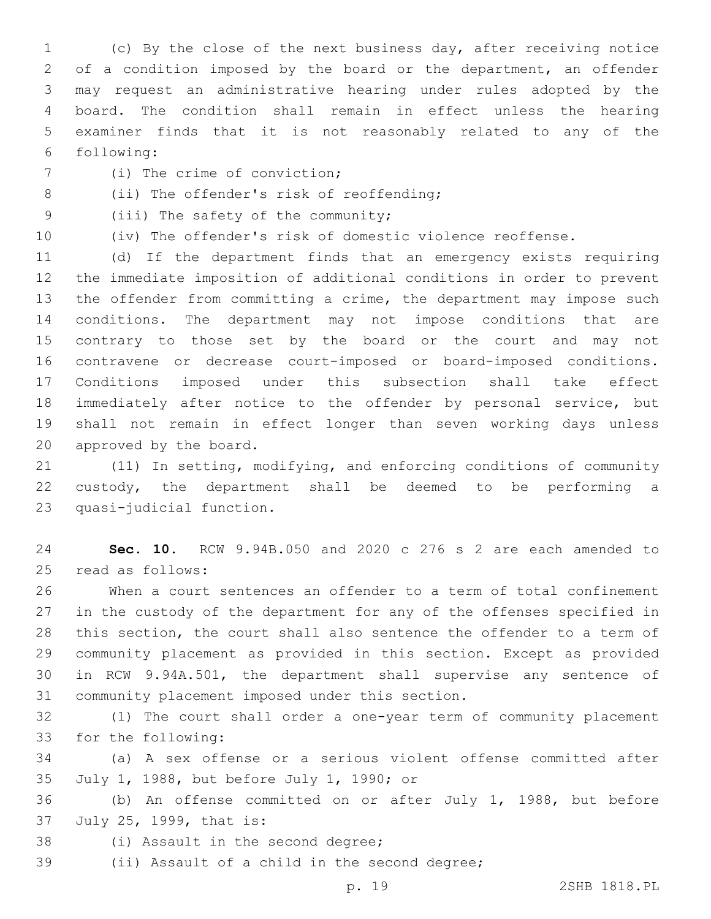(c) By the close of the next business day, after receiving notice of a condition imposed by the board or the department, an offender may request an administrative hearing under rules adopted by the board. The condition shall remain in effect unless the hearing examiner finds that it is not reasonably related to any of the following:

(i) The crime of conviction;

(ii) The offender's risk of reoffending;

(iii) The safety of the community;

(iv) The offender's risk of domestic violence reoffense.

(d) If the department finds that an emergency exists requiring the immediate imposition of additional conditions in order to prevent the offender from committing a crime, the department may impose such conditions. The department may not impose conditions that are contrary to those set by the board or the court and may not contravene or decrease court-imposed or board-imposed conditions. Conditions imposed under this subsection shall take effect immediately after notice to the offender by personal service, but shall not remain in effect longer than seven working days unless approved by the board.

(11) In setting, modifying, and enforcing conditions of community custody, the department shall be deemed to be performing a quasi-judicial function.

**Sec. 10.** RCW 9.94B.050 and 2020 c 276 s 2 are each amended to read as follows:

When a court sentences an offender to a term of total confinement in the custody of the department for any of the offenses specified in this section, the court shall also sentence the offender to a term of community placement as provided in this section. Except as provided in RCW 9.94A.501, the department shall supervise any sentence of community placement imposed under this section.

(1) The court shall order a one-year term of community placement for the following:

(a) A sex offense or a serious violent offense committed after July 1, 1988, but before July 1, 1990; or

(b) An offense committed on or after July 1, 1988, but before July 25, 1999, that is:

(i) Assault in the second degree;

(ii) Assault of a child in the second degree;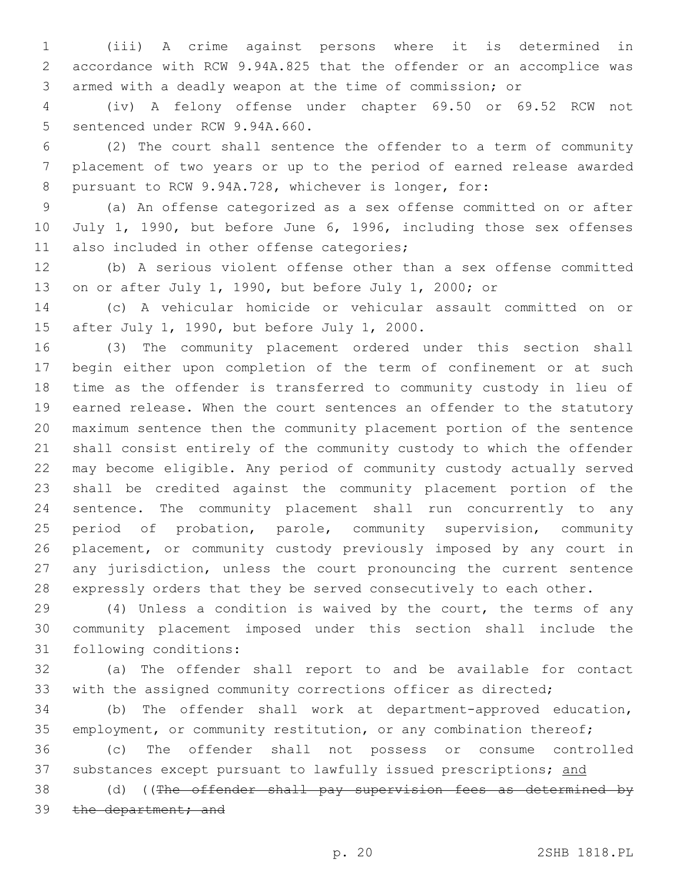(iii) A crime against persons where it is determined in accordance with RCW 9.94A.825 that the offender or an accomplice was armed with a deadly weapon at the time of commission; or

(iv) A felony offense under chapter 69.50 or 69.52 RCW not sentenced under RCW 9.94A.660.

(2) The court shall sentence the offender to a term of community placement of two years or up to the period of earned release awarded pursuant to RCW 9.94A.728, whichever is longer, for:

(a) An offense categorized as a sex offense committed on or after July 1, 1990, but before June 6, 1996, including those sex offenses also included in other offense categories;

(b) A serious violent offense other than a sex offense committed on or after July 1, 1990, but before July 1, 2000; or

(c) A vehicular homicide or vehicular assault committed on or after July 1, 1990, but before July 1, 2000.

(3) The community placement ordered under this section shall begin either upon completion of the term of confinement or at such time as the offender is transferred to community custody in lieu of earned release. When the court sentences an offender to the statutory maximum sentence then the community placement portion of the sentence shall consist entirely of the community custody to which the offender may become eligible. Any period of community custody actually served shall be credited against the community placement portion of the sentence. The community placement shall run concurrently to any period of probation, parole, community supervision, community placement, or community custody previously imposed by any court in any jurisdiction, unless the court pronouncing the current sentence expressly orders that they be served consecutively to each other.

(4) Unless a condition is waived by the court, the terms of any community placement imposed under this section shall include the following conditions:

(a) The offender shall report to and be available for contact with the assigned community corrections officer as directed;

(b) The offender shall work at department-approved education, employment, or community restitution, or any combination thereof;

(c) The offender shall not possess or consume controlled substances except pursuant to lawfully issued prescriptions; <u>and</u>

(d) ((~~The offender shall pay supervision fees as determined by the department; and~~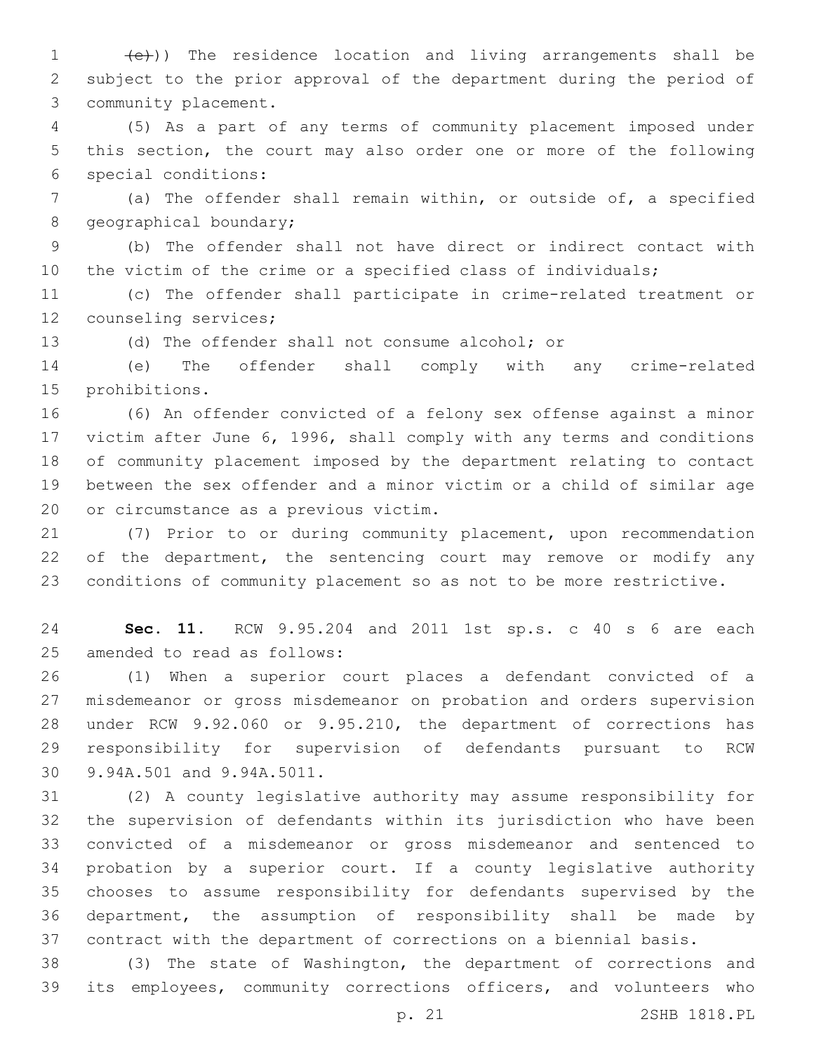~~(e)~~)) The residence location and living arrangements shall be subject to the prior approval of the department during the period of community placement.

(5) As a part of any terms of community placement imposed under this section, the court may also order one or more of the following special conditions:

(a) The offender shall remain within, or outside of, a specified geographical boundary;

(b) The offender shall not have direct or indirect contact with the victim of the crime or a specified class of individuals;

(c) The offender shall participate in crime-related treatment or counseling services;

(d) The offender shall not consume alcohol; or

(e) The offender shall comply with any crime-related prohibitions.

(6) An offender convicted of a felony sex offense against a minor victim after June 6, 1996, shall comply with any terms and conditions of community placement imposed by the department relating to contact between the sex offender and a minor victim or a child of similar age or circumstance as a previous victim.

(7) Prior to or during community placement, upon recommendation of the department, the sentencing court may remove or modify any conditions of community placement so as not to be more restrictive.

**Sec. 11.** RCW 9.95.204 and 2011 1st sp.s. c 40 s 6 are each amended to read as follows:

(1) When a superior court places a defendant convicted of a misdemeanor or gross misdemeanor on probation and orders supervision under RCW 9.92.060 or 9.95.210, the department of corrections has responsibility for supervision of defendants pursuant to RCW 9.94A.501 and 9.94A.5011.

(2) A county legislative authority may assume responsibility for the supervision of defendants within its jurisdiction who have been convicted of a misdemeanor or gross misdemeanor and sentenced to probation by a superior court. If a county legislative authority chooses to assume responsibility for defendants supervised by the department, the assumption of responsibility shall be made by contract with the department of corrections on a biennial basis.

(3) The state of Washington, the department of corrections and its employees, community corrections officers, and volunteers who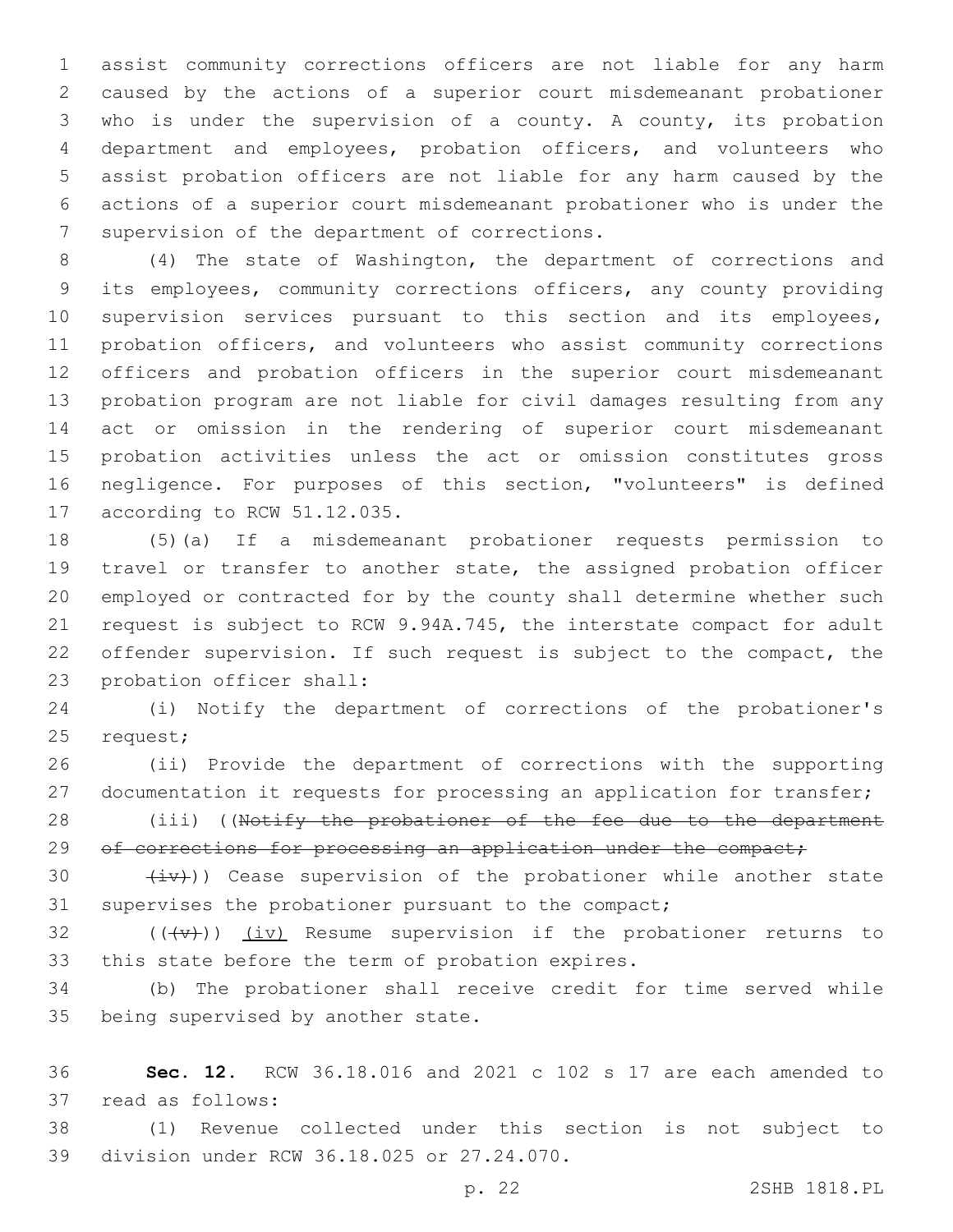assist community corrections officers are not liable for any harm caused by the actions of a superior court misdemeanant probationer who is under the supervision of a county. A county, its probation department and employees, probation officers, and volunteers who assist probation officers are not liable for any harm caused by the actions of a superior court misdemeanant probationer who is under the supervision of the department of corrections.

(4) The state of Washington, the department of corrections and its employees, community corrections officers, any county providing supervision services pursuant to this section and its employees, probation officers, and volunteers who assist community corrections officers and probation officers in the superior court misdemeanant probation program are not liable for civil damages resulting from any act or omission in the rendering of superior court misdemeanant probation activities unless the act or omission constitutes gross negligence. For purposes of this section, "volunteers" is defined according to RCW 51.12.035.

(5)(a) If a misdemeanant probationer requests permission to travel or transfer to another state, the assigned probation officer employed or contracted for by the county shall determine whether such request is subject to RCW 9.94A.745, the interstate compact for adult offender supervision. If such request is subject to the compact, the probation officer shall:

(i) Notify the department of corrections of the probationer's request;

(ii) Provide the department of corrections with the supporting documentation it requests for processing an application for transfer;

(iii) ((~~Notify the probationer of the fee due to the department of corrections for processing an application under the compact;~~

~~(iv)~~)) Cease supervision of the probationer while another state supervises the probationer pursuant to the compact;

((~~(v)~~)) (iv) Resume supervision if the probationer returns to this state before the term of probation expires.

(b) The probationer shall receive credit for time served while being supervised by another state.

**Sec. 12.** RCW 36.18.016 and 2021 c 102 s 17 are each amended to read as follows:

(1) Revenue collected under this section is not subject to division under RCW 36.18.025 or 27.24.070.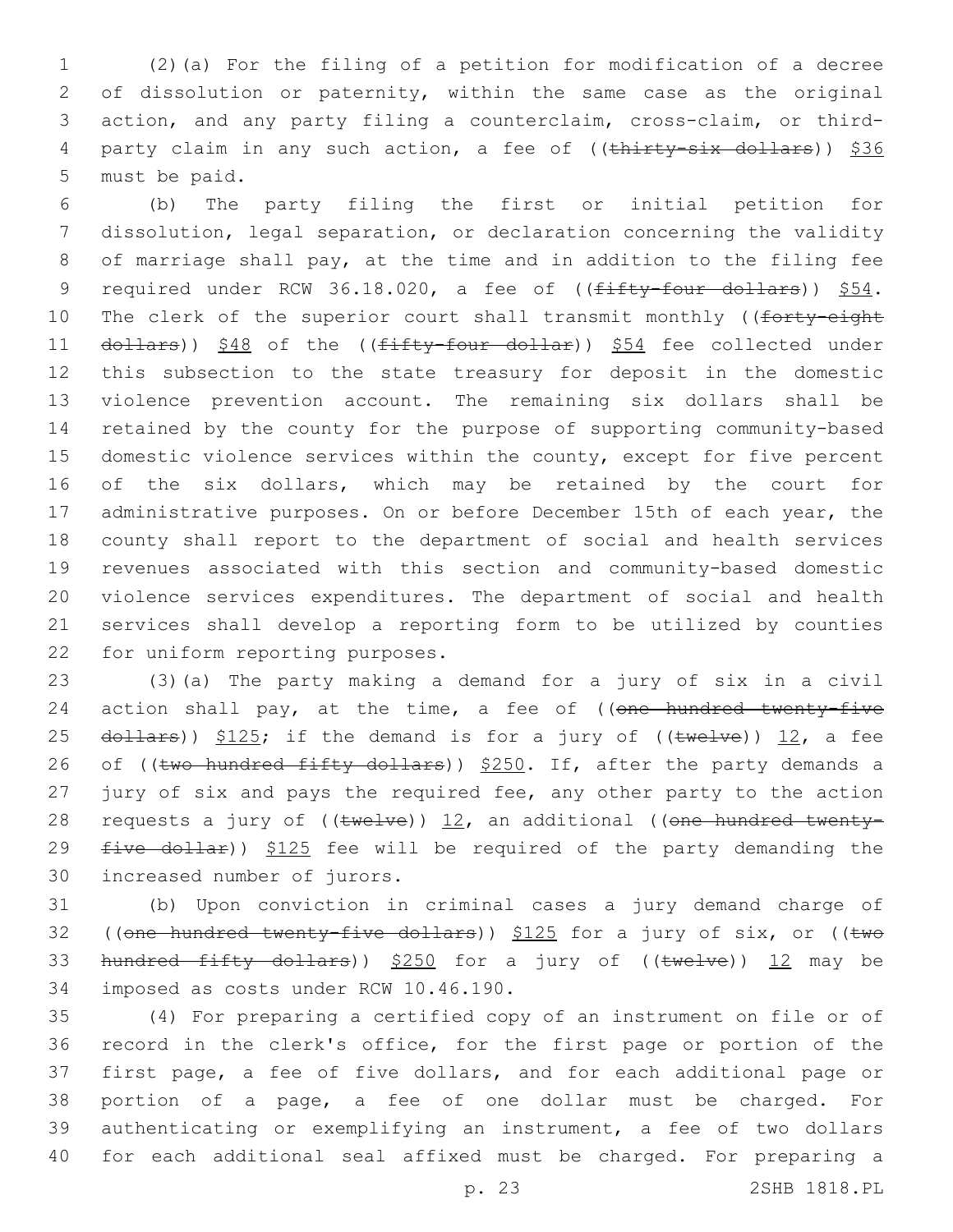(2)(a) For the filing of a petition for modification of a decree of dissolution or paternity, within the same case as the original action, and any party filing a counterclaim, cross-claim, or third-party claim in any such action, a fee of ((~~thirty-six dollars~~)) <u>$36</u> must be paid.

(b) The party filing the first or initial petition for dissolution, legal separation, or declaration concerning the validity of marriage shall pay, at the time and in addition to the filing fee required under RCW 36.18.020, a fee of ((~~fifty-four dollars~~)) <u>$54</u>. The clerk of the superior court shall transmit monthly ((~~forty-eight dollars~~)) <u>$48</u> of the ((~~fifty-four dollar~~)) <u>$54</u> fee collected under this subsection to the state treasury for deposit in the domestic violence prevention account. The remaining six dollars shall be retained by the county for the purpose of supporting community-based domestic violence services within the county, except for five percent of the six dollars, which may be retained by the court for administrative purposes. On or before December 15th of each year, the county shall report to the department of social and health services revenues associated with this section and community-based domestic violence services expenditures. The department of social and health services shall develop a reporting form to be utilized by counties for uniform reporting purposes.

(3)(a) The party making a demand for a jury of six in a civil action shall pay, at the time, a fee of ((~~one hundred twenty-five dollars~~)) <u>$125</u>; if the demand is for a jury of ((~~twelve~~)) <u>12</u>, a fee of ((~~two hundred fifty dollars~~)) <u>$250</u>. If, after the party demands a jury of six and pays the required fee, any other party to the action requests a jury of ((~~twelve~~)) <u>12</u>, an additional ((~~one hundred twenty-five dollar~~)) <u>$125</u> fee will be required of the party demanding the increased number of jurors.

(b) Upon conviction in criminal cases a jury demand charge of ((~~one hundred twenty-five dollars~~)) <u>$125</u> for a jury of six, or ((~~two hundred fifty dollars~~)) <u>$250</u> for a jury of ((~~twelve~~)) <u>12</u> may be imposed as costs under RCW 10.46.190.

(4) For preparing a certified copy of an instrument on file or of record in the clerk's office, for the first page or portion of the first page, a fee of five dollars, and for each additional page or portion of a page, a fee of one dollar must be charged. For authenticating or exemplifying an instrument, a fee of two dollars for each additional seal affixed must be charged. For preparing a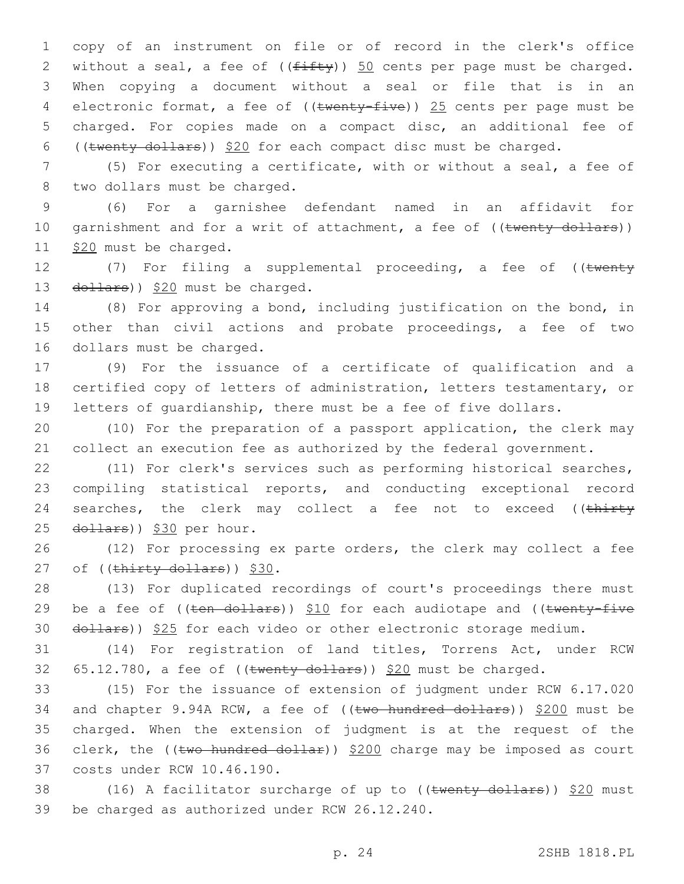copy of an instrument on file or of record in the clerk's office without a seal, a fee of ((~~fifty~~)) 50 cents per page must be charged. When copying a document without a seal or file that is in an electronic format, a fee of ((~~twenty-five~~)) 25 cents per page must be charged. For copies made on a compact disc, an additional fee of ((~~twenty dollars~~)) $20 for each compact disc must be charged.

(5) For executing a certificate, with or without a seal, a fee of two dollars must be charged.

(6) For a garnishee defendant named in an affidavit for garnishment and for a writ of attachment, a fee of ((~~twenty dollars~~)) $20 must be charged.

(7) For filing a supplemental proceeding, a fee of ((~~twenty dollars~~)) $20 must be charged.

(8) For approving a bond, including justification on the bond, in other than civil actions and probate proceedings, a fee of two dollars must be charged.

(9) For the issuance of a certificate of qualification and a certified copy of letters of administration, letters testamentary, or letters of guardianship, there must be a fee of five dollars.

(10) For the preparation of a passport application, the clerk may collect an execution fee as authorized by the federal government.

(11) For clerk's services such as performing historical searches, compiling statistical reports, and conducting exceptional record searches, the clerk may collect a fee not to exceed ((~~thirty dollars~~)) $30 per hour.

(12) For processing ex parte orders, the clerk may collect a fee of ((~~thirty dollars~~)) $30.

(13) For duplicated recordings of court's proceedings there must be a fee of ((~~ten dollars~~)) $10 for each audiotape and ((~~twenty-five dollars~~)) $25 for each video or other electronic storage medium.

(14) For registration of land titles, Torrens Act, under RCW 65.12.780, a fee of ((~~twenty dollars~~)) $20 must be charged.

(15) For the issuance of extension of judgment under RCW 6.17.020 and chapter 9.94A RCW, a fee of ((~~two hundred dollars~~)) $200 must be charged. When the extension of judgment is at the request of the clerk, the ((~~two hundred dollar~~)) $200 charge may be imposed as court costs under RCW 10.46.190.

(16) A facilitator surcharge of up to ((~~twenty dollars~~)) $20 must be charged as authorized under RCW 26.12.240.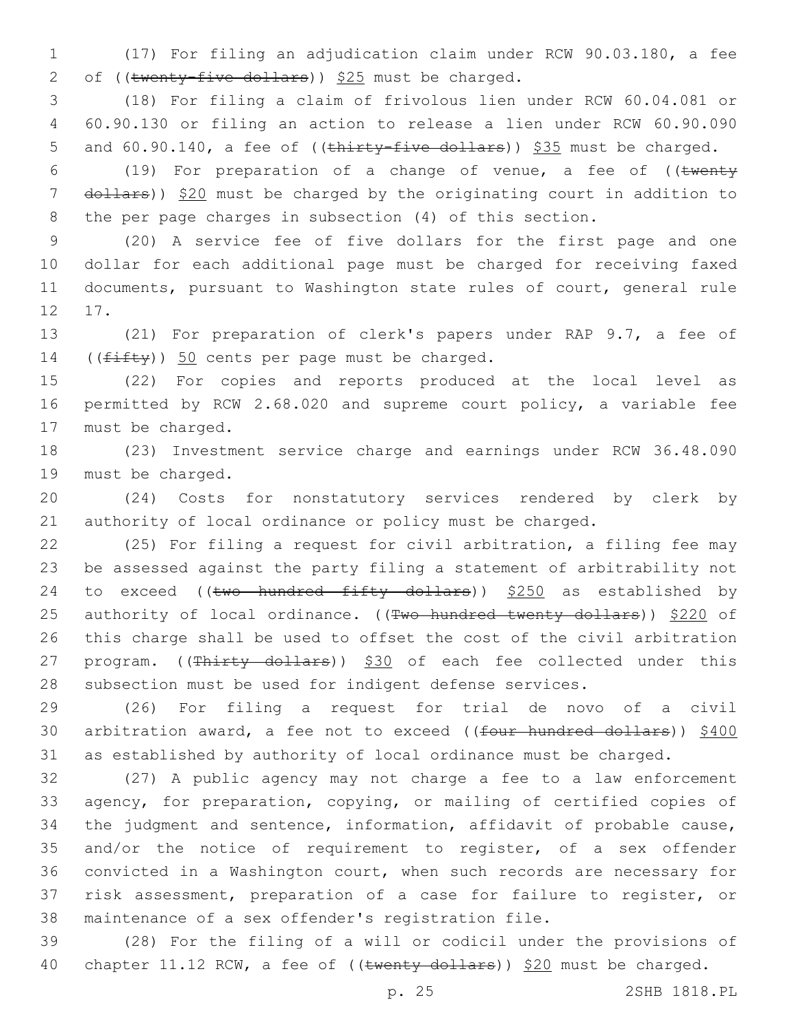(17) For filing an adjudication claim under RCW 90.03.180, a fee of ((~~twenty-five dollars~~)) <u>$25</u> must be charged.

(18) For filing a claim of frivolous lien under RCW 60.04.081 or 60.90.130 or filing an action to release a lien under RCW 60.90.090 and 60.90.140, a fee of ((~~thirty-five dollars~~)) <u>$35</u> must be charged.

(19) For preparation of a change of venue, a fee of ((~~twenty dollars~~)) <u>$20</u> must be charged by the originating court in addition to the per page charges in subsection (4) of this section.

(20) A service fee of five dollars for the first page and one dollar for each additional page must be charged for receiving faxed documents, pursuant to Washington state rules of court, general rule 17.

(21) For preparation of clerk's papers under RAP 9.7, a fee of ((~~fifty~~)) <u>50</u> cents per page must be charged.

(22) For copies and reports produced at the local level as permitted by RCW 2.68.020 and supreme court policy, a variable fee must be charged.

(23) Investment service charge and earnings under RCW 36.48.090 must be charged.

(24) Costs for nonstatutory services rendered by clerk by authority of local ordinance or policy must be charged.

(25) For filing a request for civil arbitration, a filing fee may be assessed against the party filing a statement of arbitrability not to exceed ((~~two hundred fifty dollars~~)) <u>$250</u> as established by authority of local ordinance. ((~~Two hundred twenty dollars~~)) <u>$220</u> of this charge shall be used to offset the cost of the civil arbitration program. ((~~Thirty dollars~~)) <u>$30</u> of each fee collected under this subsection must be used for indigent defense services.

(26) For filing a request for trial de novo of a civil arbitration award, a fee not to exceed ((~~four hundred dollars~~)) <u>$400</u> as established by authority of local ordinance must be charged.

(27) A public agency may not charge a fee to a law enforcement agency, for preparation, copying, or mailing of certified copies of the judgment and sentence, information, affidavit of probable cause, and/or the notice of requirement to register, of a sex offender convicted in a Washington court, when such records are necessary for risk assessment, preparation of a case for failure to register, or maintenance of a sex offender's registration file.

(28) For the filing of a will or codicil under the provisions of chapter 11.12 RCW, a fee of ((~~twenty dollars~~)) <u>$20</u> must be charged.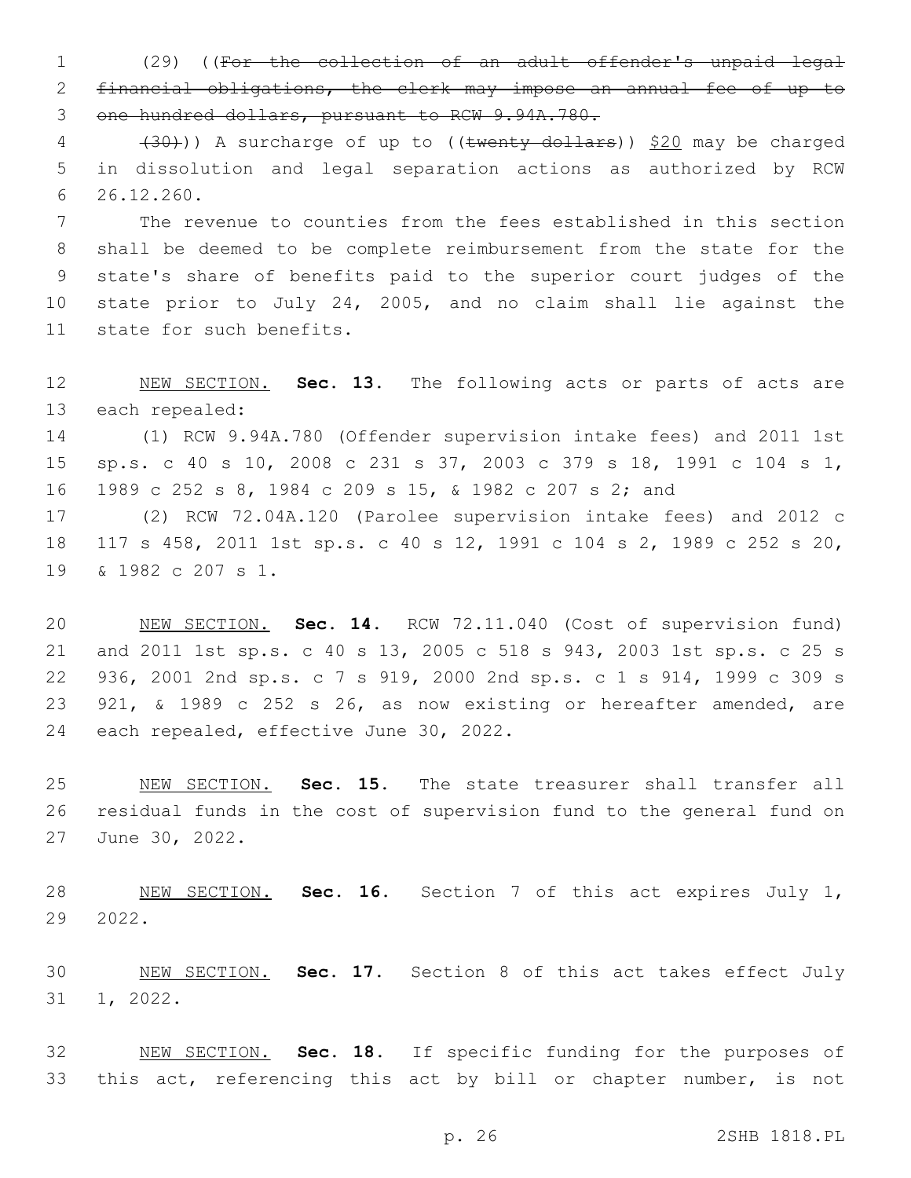(29) ((~~For the collection of an adult offender's unpaid legal financial obligations, the clerk may impose an annual fee of up to one hundred dollars, pursuant to RCW 9.94A.780.~~

~~(30)~~)) A surcharge of up to ((~~twenty dollars~~)) <u>$20</u> may be charged in dissolution and legal separation actions as authorized by RCW 26.12.260.

The revenue to counties from the fees established in this section shall be deemed to be complete reimbursement from the state for the state's share of benefits paid to the superior court judges of the state prior to July 24, 2005, and no claim shall lie against the state for such benefits.

<u>NEW SECTION.</u> **Sec. 13.** The following acts or parts of acts are each repealed:

(1) RCW 9.94A.780 (Offender supervision intake fees) and 2011 1st sp.s. c 40 s 10, 2008 c 231 s 37, 2003 c 379 s 18, 1991 c 104 s 1, 1989 c 252 s 8, 1984 c 209 s 15, & 1982 c 207 s 2; and

(2) RCW 72.04A.120 (Parolee supervision intake fees) and 2012 c 117 s 458, 2011 1st sp.s. c 40 s 12, 1991 c 104 s 2, 1989 c 252 s 20, & 1982 c 207 s 1.

<u>NEW SECTION.</u> **Sec. 14.** RCW 72.11.040 (Cost of supervision fund) and 2011 1st sp.s. c 40 s 13, 2005 c 518 s 943, 2003 1st sp.s. c 25 s 936, 2001 2nd sp.s. c 7 s 919, 2000 2nd sp.s. c 1 s 914, 1999 c 309 s 921, & 1989 c 252 s 26, as now existing or hereafter amended, are each repealed, effective June 30, 2022.

<u>NEW SECTION.</u> **Sec. 15.** The state treasurer shall transfer all residual funds in the cost of supervision fund to the general fund on June 30, 2022.

<u>NEW SECTION.</u> **Sec. 16.** Section 7 of this act expires July 1, 2022.

<u>NEW SECTION.</u> **Sec. 17.** Section 8 of this act takes effect July 1, 2022.

<u>NEW SECTION.</u> **Sec. 18.** If specific funding for the purposes of this act, referencing this act by bill or chapter number, is not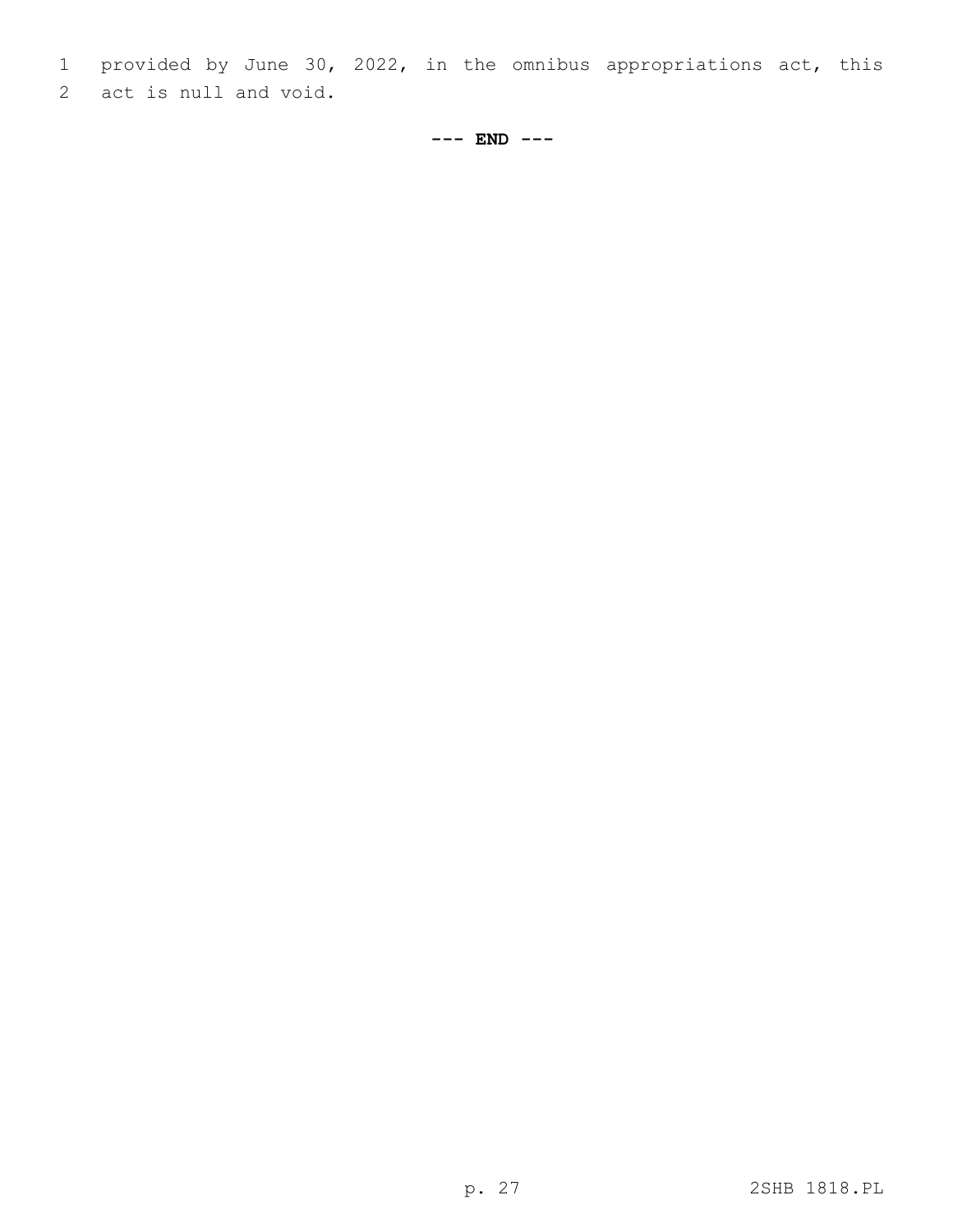provided by June 30, 2022, in the omnibus appropriations act, this act is null and void.

**--- END ---**